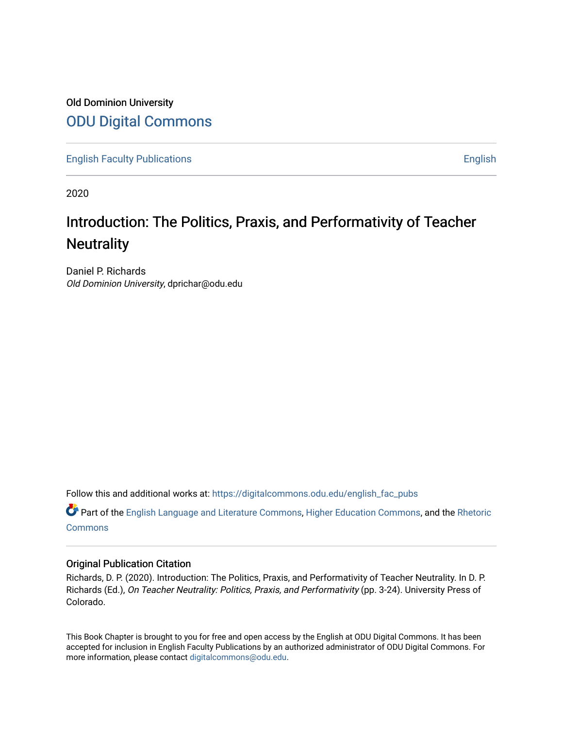Old Dominion University

## ODU Digital Commons

English Faculty Publications | English

2020

# Introduction: The Politics, Praxis, and Performativity of Teacher Neutrality

Daniel P. Richards
*Old Dominion University*, dprichar@odu.edu

Follow this and additional works at: https://digitalcommons.odu.edu/english_fac_pubs

Part of the English Language and Literature Commons, Higher Education Commons, and the Rhetoric Commons

### Original Publication Citation

Richards, D. P. (2020). Introduction: The Politics, Praxis, and Performativity of Teacher Neutrality. In D. P. Richards (Ed.), *On Teacher Neutrality: Politics, Praxis, and Performativity* (pp. 3-24). University Press of Colorado.

This Book Chapter is brought to you for free and open access by the English at ODU Digital Commons. It has been accepted for inclusion in English Faculty Publications by an authorized administrator of ODU Digital Commons. For more information, please contact digitalcommons@odu.edu.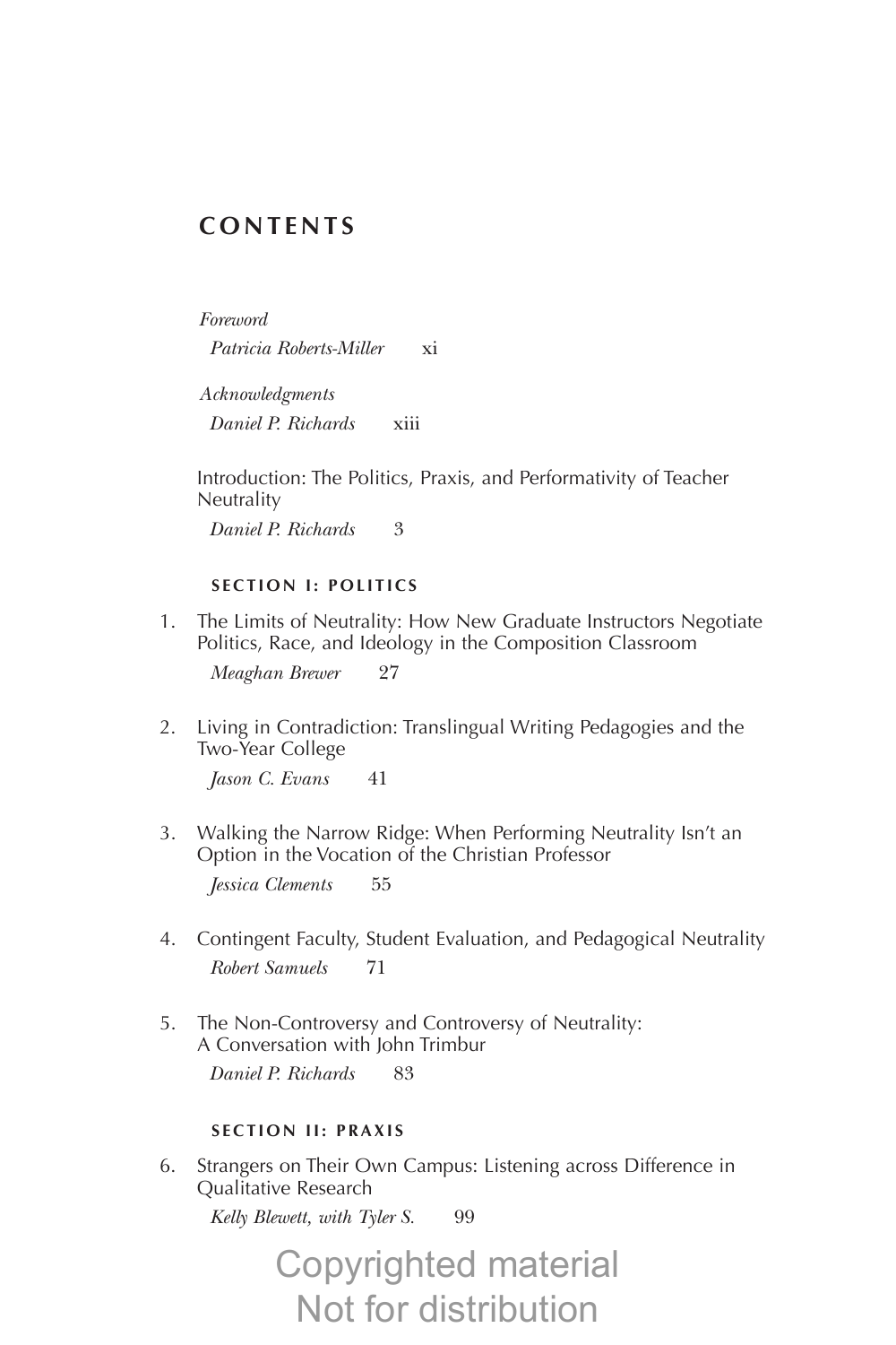# CONTENTS

*Foreword*
*Patricia Roberts-Miller* xi

*Acknowledgments*
*Daniel P. Richards* xiii

Introduction: The Politics, Praxis, and Performativity of Teacher Neutrality
*Daniel P. Richards* 3

### SECTION I: POLITICS

1. The Limits of Neutrality: How New Graduate Instructors Negotiate Politics, Race, and Ideology in the Composition Classroom
   *Meaghan Brewer* 27

2. Living in Contradiction: Translingual Writing Pedagogies and the Two-Year College
   *Jason C. Evans* 41

3. Walking the Narrow Ridge: When Performing Neutrality Isn't an Option in the Vocation of the Christian Professor
   *Jessica Clements* 55

4. Contingent Faculty, Student Evaluation, and Pedagogical Neutrality
   *Robert Samuels* 71

5. The Non-Controversy and Controversy of Neutrality: A Conversation with John Trimbur
   *Daniel P. Richards* 83

### SECTION II: PRAXIS

6. Strangers on Their Own Campus: Listening across Difference in Qualitative Research
   *Kelly Blewett, with Tyler S.* 99

Copyrighted material
Not for distribution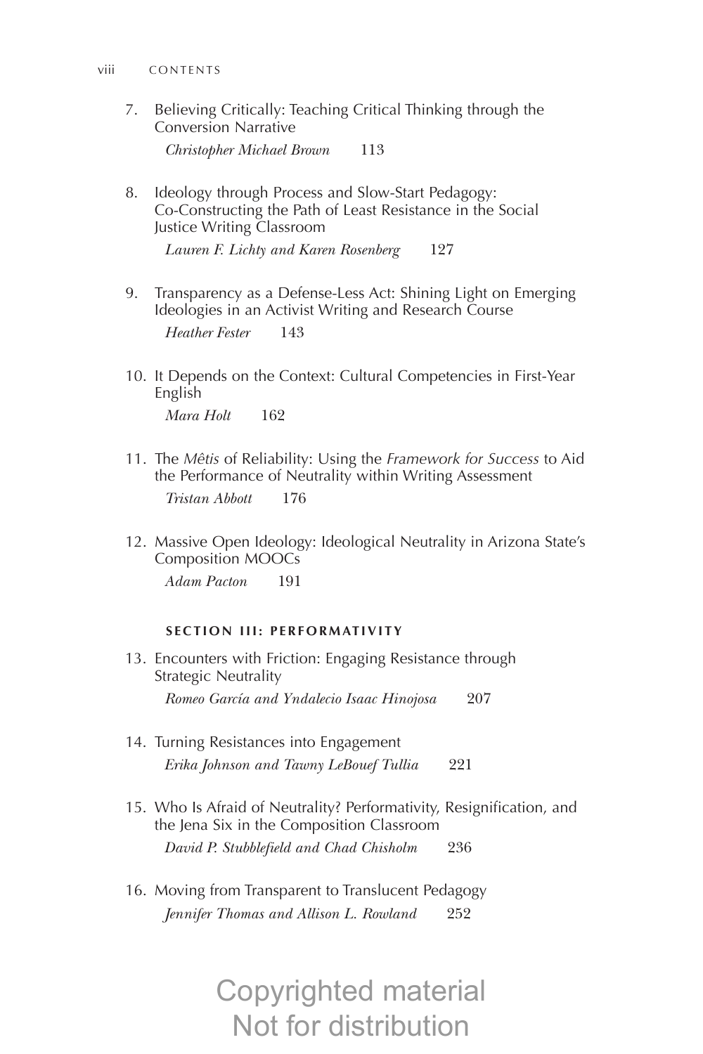7. Believing Critically: Teaching Critical Thinking through the Conversion Narrative
   *Christopher Michael Brown* 113

8. Ideology through Process and Slow-Start Pedagogy: Co-Constructing the Path of Least Resistance in the Social Justice Writing Classroom
   *Lauren F. Lichty and Karen Rosenberg* 127

9. Transparency as a Defense-Less Act: Shining Light on Emerging Ideologies in an Activist Writing and Research Course
   *Heather Fester* 143

10. It Depends on the Context: Cultural Competencies in First-Year English
    *Mara Holt* 162

11. The *Mêtis* of Reliability: Using the *Framework for Success* to Aid the Performance of Neutrality within Writing Assessment
    *Tristan Abbott* 176

12. Massive Open Ideology: Ideological Neutrality in Arizona State's Composition MOOCs
    *Adam Pacton* 191

**SECTION III: PERFORMATIVITY**

13. Encounters with Friction: Engaging Resistance through Strategic Neutrality
    *Romeo García and Yndalecio Isaac Hinojosa* 207

14. Turning Resistances into Engagement
    *Erika Johnson and Tawny LeBouef Tullia* 221

15. Who Is Afraid of Neutrality? Performativity, Resignification, and the Jena Six in the Composition Classroom
    *David P. Stubblefield and Chad Chisholm* 236

16. Moving from Transparent to Translucent Pedagogy
    *Jennifer Thomas and Allison L. Rowland* 252

Copyrighted material
Not for distribution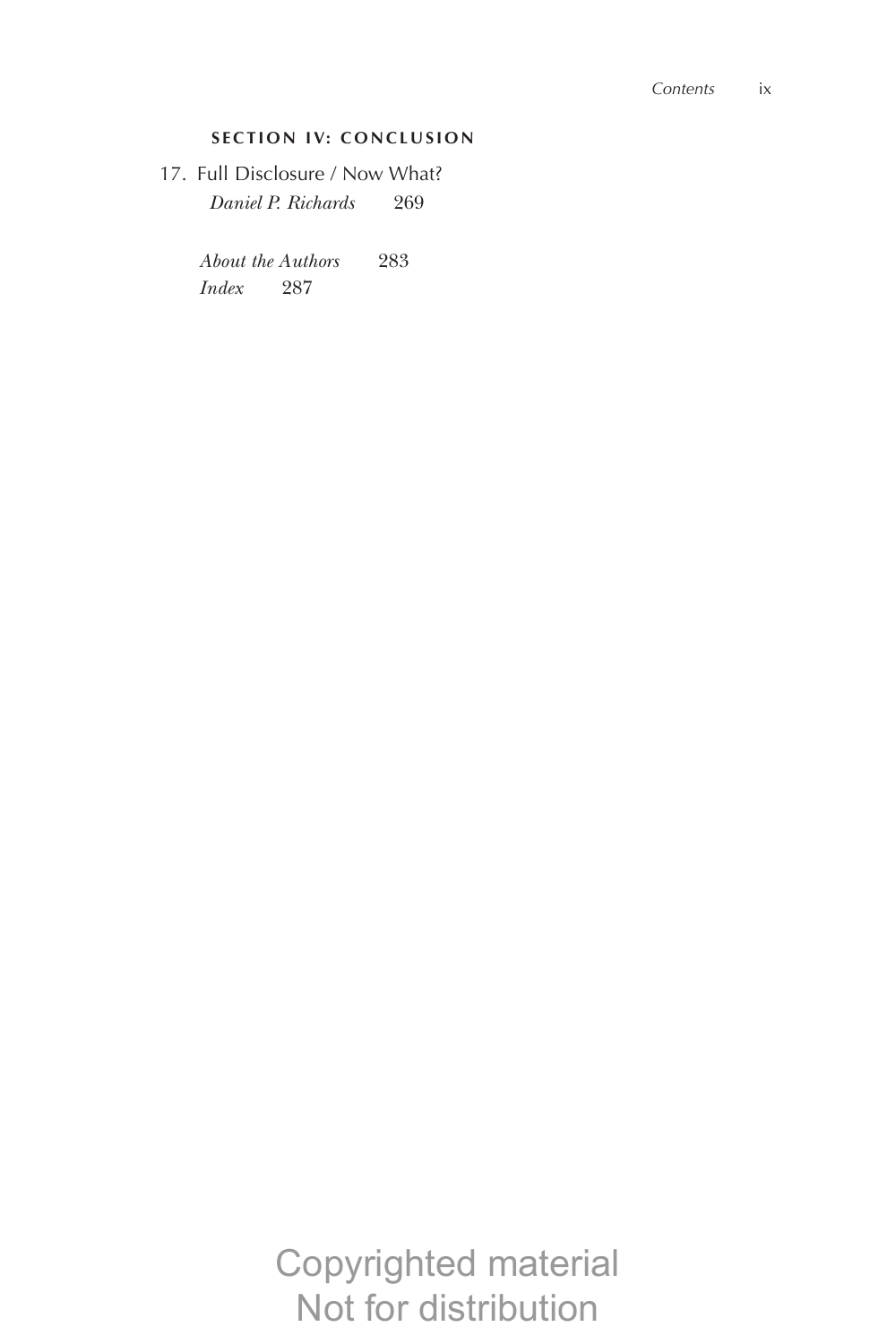**SECTION IV: CONCLUSION**

17. Full Disclosure / Now What?
    *Daniel P. Richards* 269

*About the Authors* 283
*Index* 287

Copyrighted material
Not for distribution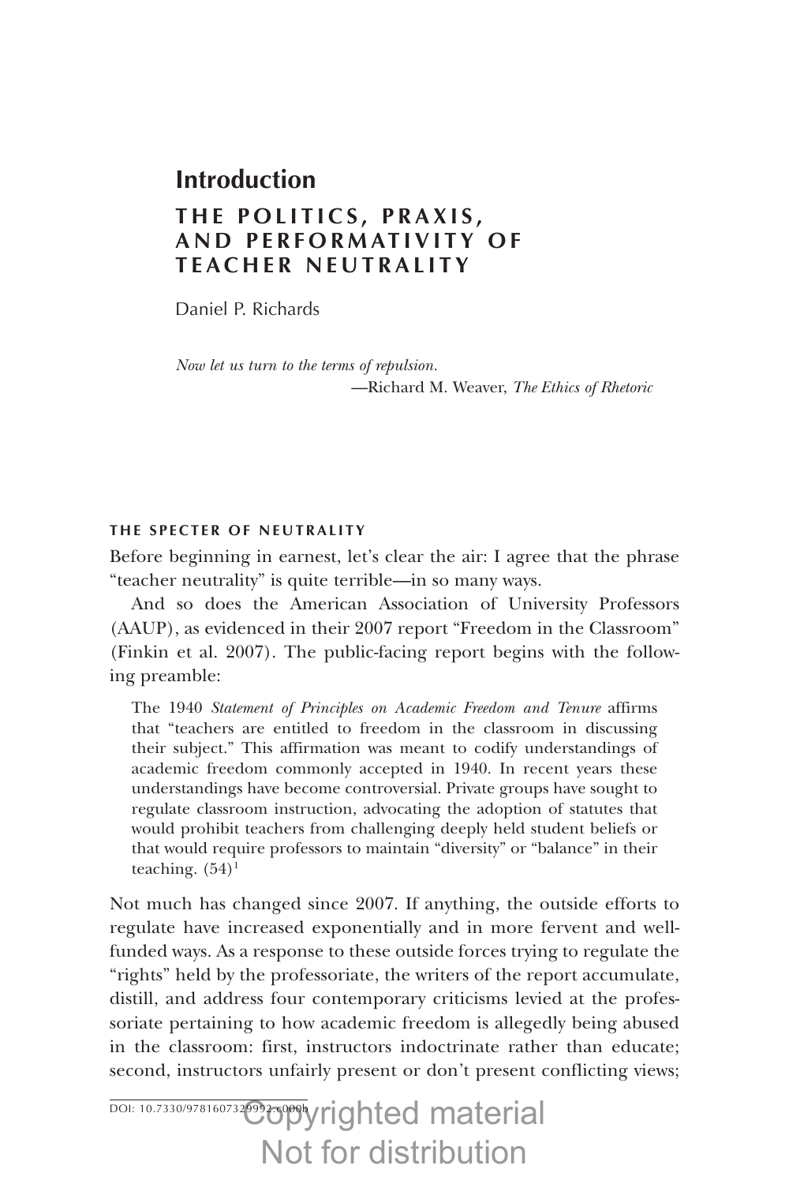# Introduction

## THE POLITICS, PRAXIS, AND PERFORMATIVITY OF TEACHER NEUTRALITY

Daniel P. Richards

*Now let us turn to the terms of repulsion.*
—Richard M. Weaver, *The Ethics of Rhetoric*

### THE SPECTER OF NEUTRALITY

Before beginning in earnest, let's clear the air: I agree that the phrase "teacher neutrality" is quite terrible—in so many ways.

And so does the American Association of University Professors (AAUP), as evidenced in their 2007 report "Freedom in the Classroom" (Finkin et al. 2007). The public-facing report begins with the following preamble:

> The 1940 *Statement of Principles on Academic Freedom and Tenure* affirms that "teachers are entitled to freedom in the classroom in discussing their subject." This affirmation was meant to codify understandings of academic freedom commonly accepted in 1940. In recent years these understandings have become controversial. Private groups have sought to regulate classroom instruction, advocating the adoption of statutes that would prohibit teachers from challenging deeply held student beliefs or that would require professors to maintain "diversity" or "balance" in their teaching. (54)[1]

Not much has changed since 2007. If anything, the outside efforts to regulate have increased exponentially and in more fervent and well-funded ways. As a response to these outside forces trying to regulate the "rights" held by the professoriate, the writers of the report accumulate, distill, and address four contemporary criticisms levied at the professoriate pertaining to how academic freedom is allegedly being abused in the classroom: first, instructors indoctrinate rather than educate; second, instructors unfairly present or don't present conflicting views;

DOI: 10.7330/9781607329992.c000b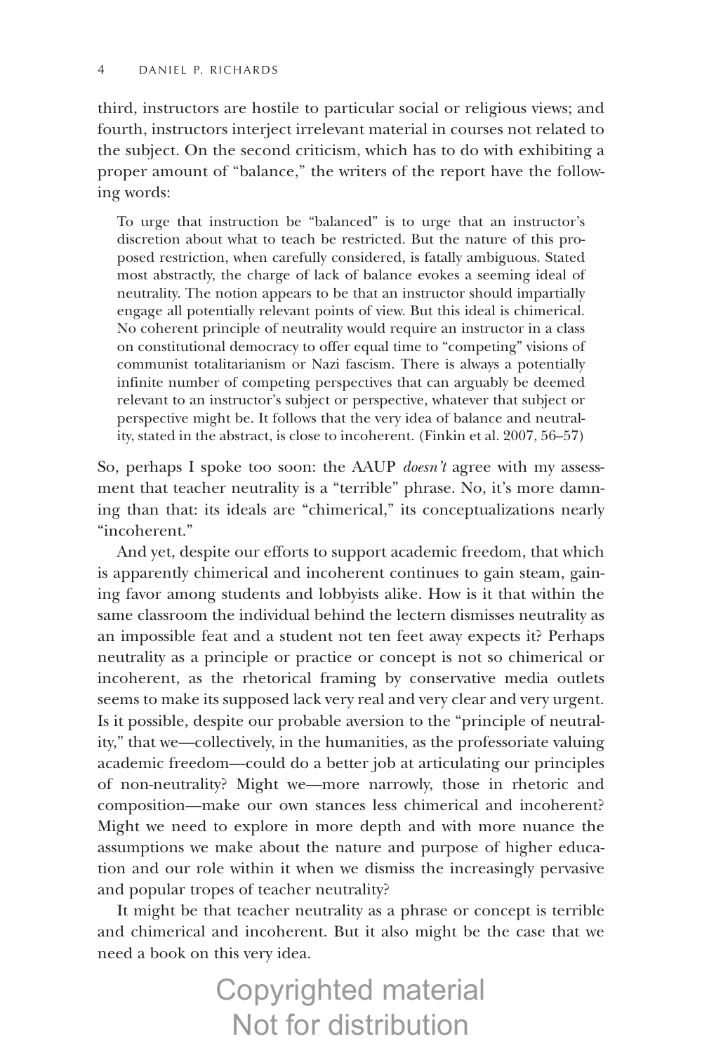third, instructors are hostile to particular social or religious views; and fourth, instructors interject irrelevant material in courses not related to the subject. On the second criticism, which has to do with exhibiting a proper amount of "balance," the writers of the report have the following words:

> To urge that instruction be "balanced" is to urge that an instructor's discretion about what to teach be restricted. But the nature of this proposed restriction, when carefully considered, is fatally ambiguous. Stated most abstractly, the charge of lack of balance evokes a seeming ideal of neutrality. The notion appears to be that an instructor should impartially engage all potentially relevant points of view. But this ideal is chimerical. No coherent principle of neutrality would require an instructor in a class on constitutional democracy to offer equal time to "competing" visions of communist totalitarianism or Nazi fascism. There is always a potentially infinite number of competing perspectives that can arguably be deemed relevant to an instructor's subject or perspective, whatever that subject or perspective might be. It follows that the very idea of balance and neutrality, stated in the abstract, is close to incoherent. (Finkin et al. 2007, 56–57)

So, perhaps I spoke too soon: the AAUP *doesn't* agree with my assessment that teacher neutrality is a "terrible" phrase. No, it's more damning than that: its ideals are "chimerical," its conceptualizations nearly "incoherent."

And yet, despite our efforts to support academic freedom, that which is apparently chimerical and incoherent continues to gain steam, gaining favor among students and lobbyists alike. How is it that within the same classroom the individual behind the lectern dismisses neutrality as an impossible feat and a student not ten feet away expects it? Perhaps neutrality as a principle or practice or concept is not so chimerical or incoherent, as the rhetorical framing by conservative media outlets seems to make its supposed lack very real and very clear and very urgent. Is it possible, despite our probable aversion to the "principle of neutrality," that we—collectively, in the humanities, as the professoriate valuing academic freedom—could do a better job at articulating our principles of non-neutrality? Might we—more narrowly, those in rhetoric and composition—make our own stances less chimerical and incoherent? Might we need to explore in more depth and with more nuance the assumptions we make about the nature and purpose of higher education and our role within it when we dismiss the increasingly pervasive and popular tropes of teacher neutrality?

It might be that teacher neutrality as a phrase or concept is terrible and chimerical and incoherent. But it also might be the case that we need a book on this very idea.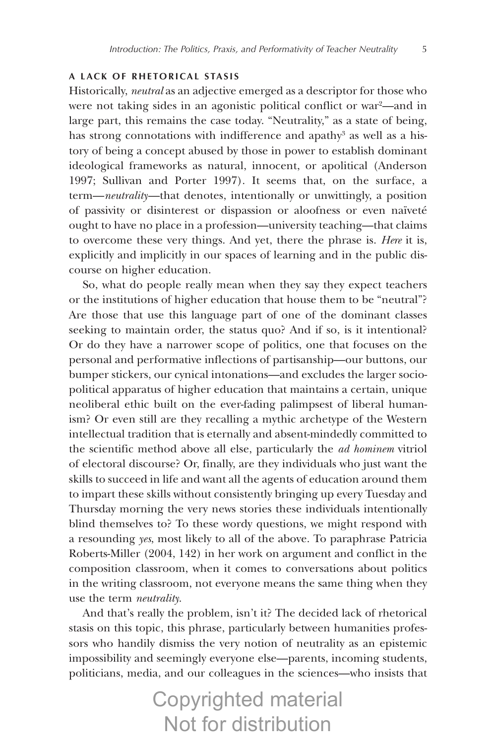### A LACK OF RHETORICAL STASIS

Historically, *neutral* as an adjective emerged as a descriptor for those who were not taking sides in an agonistic political conflict or war[2]—and in large part, this remains the case today. "Neutrality," as a state of being, has strong connotations with indifference and apathy[3] as well as a history of being a concept abused by those in power to establish dominant ideological frameworks as natural, innocent, or apolitical (Anderson 1997; Sullivan and Porter 1997). It seems that, on the surface, a term—*neutrality*—that denotes, intentionally or unwittingly, a position of passivity or disinterest or dispassion or aloofness or even naïveté ought to have no place in a profession—university teaching—that claims to overcome these very things. And yet, there the phrase is. *Here* it is, explicitly and implicitly in our spaces of learning and in the public discourse on higher education.

So, what do people really mean when they say they expect teachers or the institutions of higher education that house them to be "neutral"? Are those that use this language part of one of the dominant classes seeking to maintain order, the status quo? And if so, is it intentional? Or do they have a narrower scope of politics, one that focuses on the personal and performative inflections of partisanship—our buttons, our bumper stickers, our cynical intonations—and excludes the larger sociopolitical apparatus of higher education that maintains a certain, unique neoliberal ethic built on the ever-fading palimpsest of liberal humanism? Or even still are they recalling a mythic archetype of the Western intellectual tradition that is eternally and absent-mindedly committed to the scientific method above all else, particularly the *ad hominem* vitriol of electoral discourse? Or, finally, are they individuals who just want the skills to succeed in life and want all the agents of education around them to impart these skills without consistently bringing up every Tuesday and Thursday morning the very news stories these individuals intentionally blind themselves to? To these wordy questions, we might respond with a resounding *yes*, most likely to all of the above. To paraphrase Patricia Roberts-Miller (2004, 142) in her work on argument and conflict in the composition classroom, when it comes to conversations about politics in the writing classroom, not everyone means the same thing when they use the term *neutrality*.

And that's really the problem, isn't it? The decided lack of rhetorical stasis on this topic, this phrase, particularly between humanities professors who handily dismiss the very notion of neutrality as an epistemic impossibility and seemingly everyone else—parents, incoming students, politicians, media, and our colleagues in the sciences—who insists that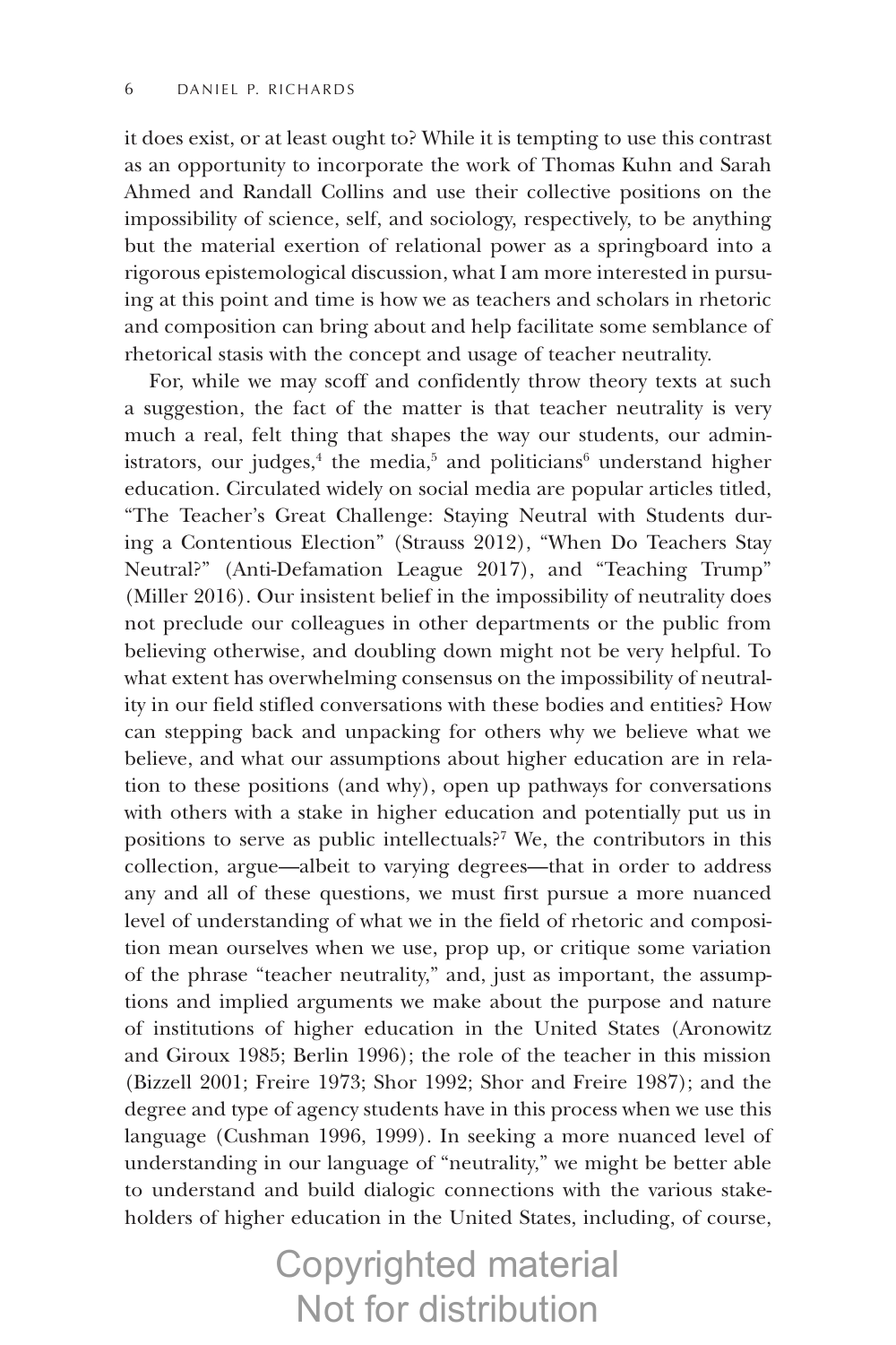it does exist, or at least ought to? While it is tempting to use this contrast as an opportunity to incorporate the work of Thomas Kuhn and Sarah Ahmed and Randall Collins and use their collective positions on the impossibility of science, self, and sociology, respectively, to be anything but the material exertion of relational power as a springboard into a rigorous epistemological discussion, what I am more interested in pursuing at this point and time is how we as teachers and scholars in rhetoric and composition can bring about and help facilitate some semblance of rhetorical stasis with the concept and usage of teacher neutrality.

For, while we may scoff and confidently throw theory texts at such a suggestion, the fact of the matter is that teacher neutrality is very much a real, felt thing that shapes the way our students, our administrators, our judges,[4] the media,[5] and politicians[6] understand higher education. Circulated widely on social media are popular articles titled, "The Teacher's Great Challenge: Staying Neutral with Students during a Contentious Election" (Strauss 2012), "When Do Teachers Stay Neutral?" (Anti-Defamation League 2017), and "Teaching Trump" (Miller 2016). Our insistent belief in the impossibility of neutrality does not preclude our colleagues in other departments or the public from believing otherwise, and doubling down might not be very helpful. To what extent has overwhelming consensus on the impossibility of neutrality in our field stifled conversations with these bodies and entities? How can stepping back and unpacking for others why we believe what we believe, and what our assumptions about higher education are in relation to these positions (and why), open up pathways for conversations with others with a stake in higher education and potentially put us in positions to serve as public intellectuals?[7] We, the contributors in this collection, argue—albeit to varying degrees—that in order to address any and all of these questions, we must first pursue a more nuanced level of understanding of what we in the field of rhetoric and composition mean ourselves when we use, prop up, or critique some variation of the phrase "teacher neutrality," and, just as important, the assumptions and implied arguments we make about the purpose and nature of institutions of higher education in the United States (Aronowitz and Giroux 1985; Berlin 1996); the role of the teacher in this mission (Bizzell 2001; Freire 1973; Shor 1992; Shor and Freire 1987); and the degree and type of agency students have in this process when we use this language (Cushman 1996, 1999). In seeking a more nuanced level of understanding in our language of "neutrality," we might be better able to understand and build dialogic connections with the various stakeholders of higher education in the United States, including, of course,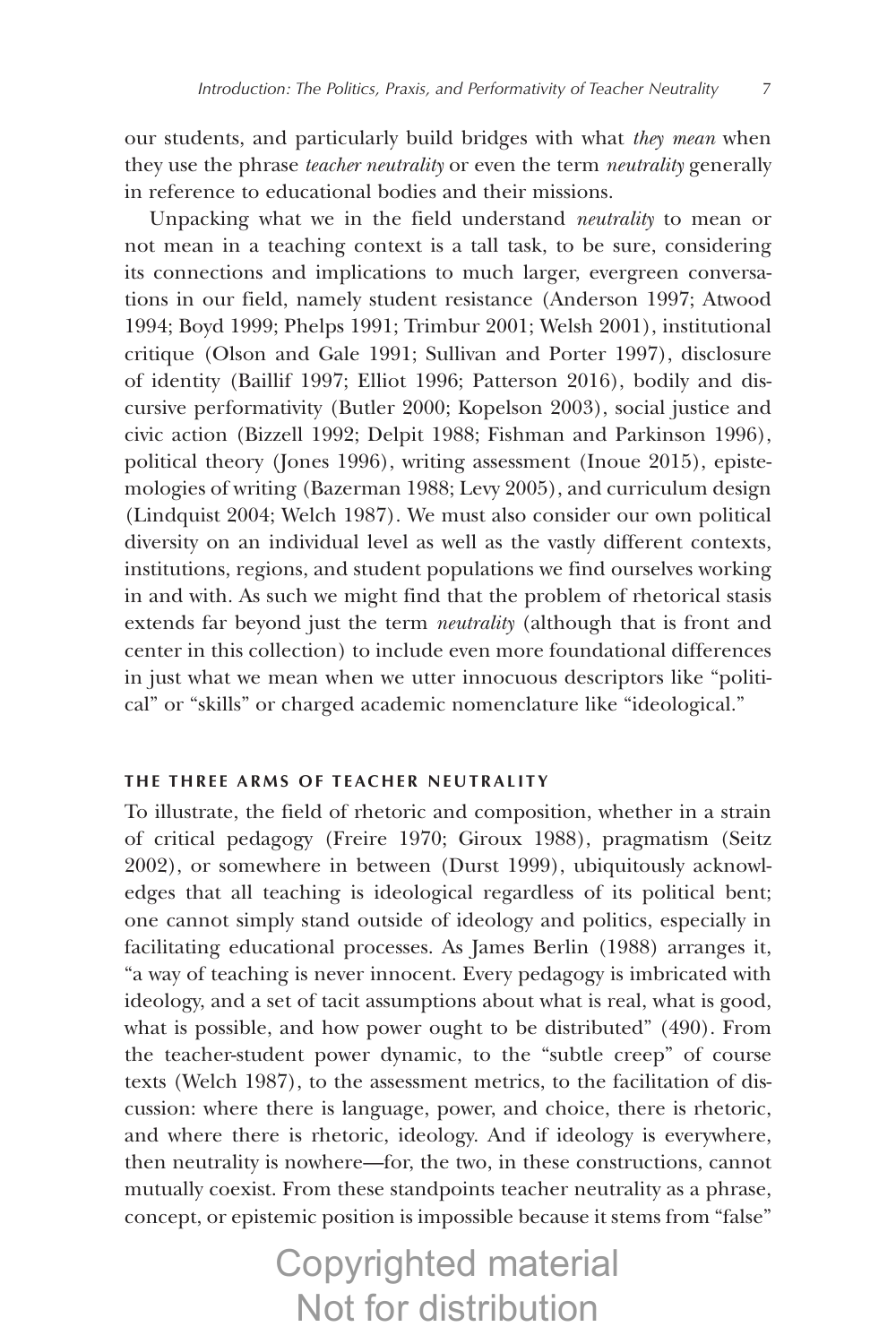our students, and particularly build bridges with what *they mean* when they use the phrase *teacher neutrality* or even the term *neutrality* generally in reference to educational bodies and their missions.

Unpacking what we in the field understand *neutrality* to mean or not mean in a teaching context is a tall task, to be sure, considering its connections and implications to much larger, evergreen conversations in our field, namely student resistance (Anderson 1997; Atwood 1994; Boyd 1999; Phelps 1991; Trimbur 2001; Welsh 2001), institutional critique (Olson and Gale 1991; Sullivan and Porter 1997), disclosure of identity (Baillif 1997; Elliot 1996; Patterson 2016), bodily and discursive performativity (Butler 2000; Kopelson 2003), social justice and civic action (Bizzell 1992; Delpit 1988; Fishman and Parkinson 1996), political theory (Jones 1996), writing assessment (Inoue 2015), epistemologies of writing (Bazerman 1988; Levy 2005), and curriculum design (Lindquist 2004; Welch 1987). We must also consider our own political diversity on an individual level as well as the vastly different contexts, institutions, regions, and student populations we find ourselves working in and with. As such we might find that the problem of rhetorical stasis extends far beyond just the term *neutrality* (although that is front and center in this collection) to include even more foundational differences in just what we mean when we utter innocuous descriptors like "political" or "skills" or charged academic nomenclature like "ideological."

## THE THREE ARMS OF TEACHER NEUTRALITY

To illustrate, the field of rhetoric and composition, whether in a strain of critical pedagogy (Freire 1970; Giroux 1988), pragmatism (Seitz 2002), or somewhere in between (Durst 1999), ubiquitously acknowledges that all teaching is ideological regardless of its political bent; one cannot simply stand outside of ideology and politics, especially in facilitating educational processes. As James Berlin (1988) arranges it, "a way of teaching is never innocent. Every pedagogy is imbricated with ideology, and a set of tacit assumptions about what is real, what is good, what is possible, and how power ought to be distributed" (490). From the teacher-student power dynamic, to the "subtle creep" of course texts (Welch 1987), to the assessment metrics, to the facilitation of discussion: where there is language, power, and choice, there is rhetoric, and where there is rhetoric, ideology. And if ideology is everywhere, then neutrality is nowhere—for, the two, in these constructions, cannot mutually coexist. From these standpoints teacher neutrality as a phrase, concept, or epistemic position is impossible because it stems from "false"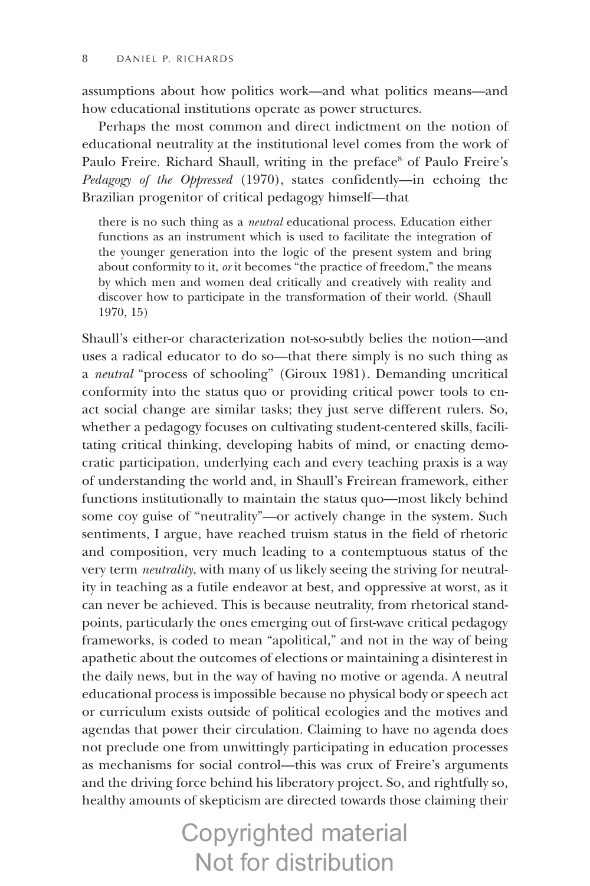assumptions about how politics work—and what politics means—and how educational institutions operate as power structures.

Perhaps the most common and direct indictment on the notion of educational neutrality at the institutional level comes from the work of Paulo Freire. Richard Shaull, writing in the preface[8] of Paulo Freire's *Pedagogy of the Oppressed* (1970), states confidently—in echoing the Brazilian progenitor of critical pedagogy himself—that

> there is no such thing as a *neutral* educational process. Education either functions as an instrument which is used to facilitate the integration of the younger generation into the logic of the present system and bring about conformity to it, *or* it becomes "the practice of freedom," the means by which men and women deal critically and creatively with reality and discover how to participate in the transformation of their world. (Shaull 1970, 15)

Shaull's either-or characterization not-so-subtly belies the notion—and uses a radical educator to do so—that there simply is no such thing as a *neutral* "process of schooling" (Giroux 1981). Demanding uncritical conformity into the status quo or providing critical power tools to enact social change are similar tasks; they just serve different rulers. So, whether a pedagogy focuses on cultivating student-centered skills, facilitating critical thinking, developing habits of mind, or enacting democratic participation, underlying each and every teaching praxis is a way of understanding the world and, in Shaull's Freirean framework, either functions institutionally to maintain the status quo—most likely behind some coy guise of "neutrality"—or actively change in the system. Such sentiments, I argue, have reached truism status in the field of rhetoric and composition, very much leading to a contemptuous status of the very term *neutrality*, with many of us likely seeing the striving for neutrality in teaching as a futile endeavor at best, and oppressive at worst, as it can never be achieved. This is because neutrality, from rhetorical standpoints, particularly the ones emerging out of first-wave critical pedagogy frameworks, is coded to mean "apolitical," and not in the way of being apathetic about the outcomes of elections or maintaining a disinterest in the daily news, but in the way of having no motive or agenda. A neutral educational process is impossible because no physical body or speech act or curriculum exists outside of political ecologies and the motives and agendas that power their circulation. Claiming to have no agenda does not preclude one from unwittingly participating in education processes as mechanisms for social control—this was crux of Freire's arguments and the driving force behind his liberatory project. So, and rightfully so, healthy amounts of skepticism are directed towards those claiming their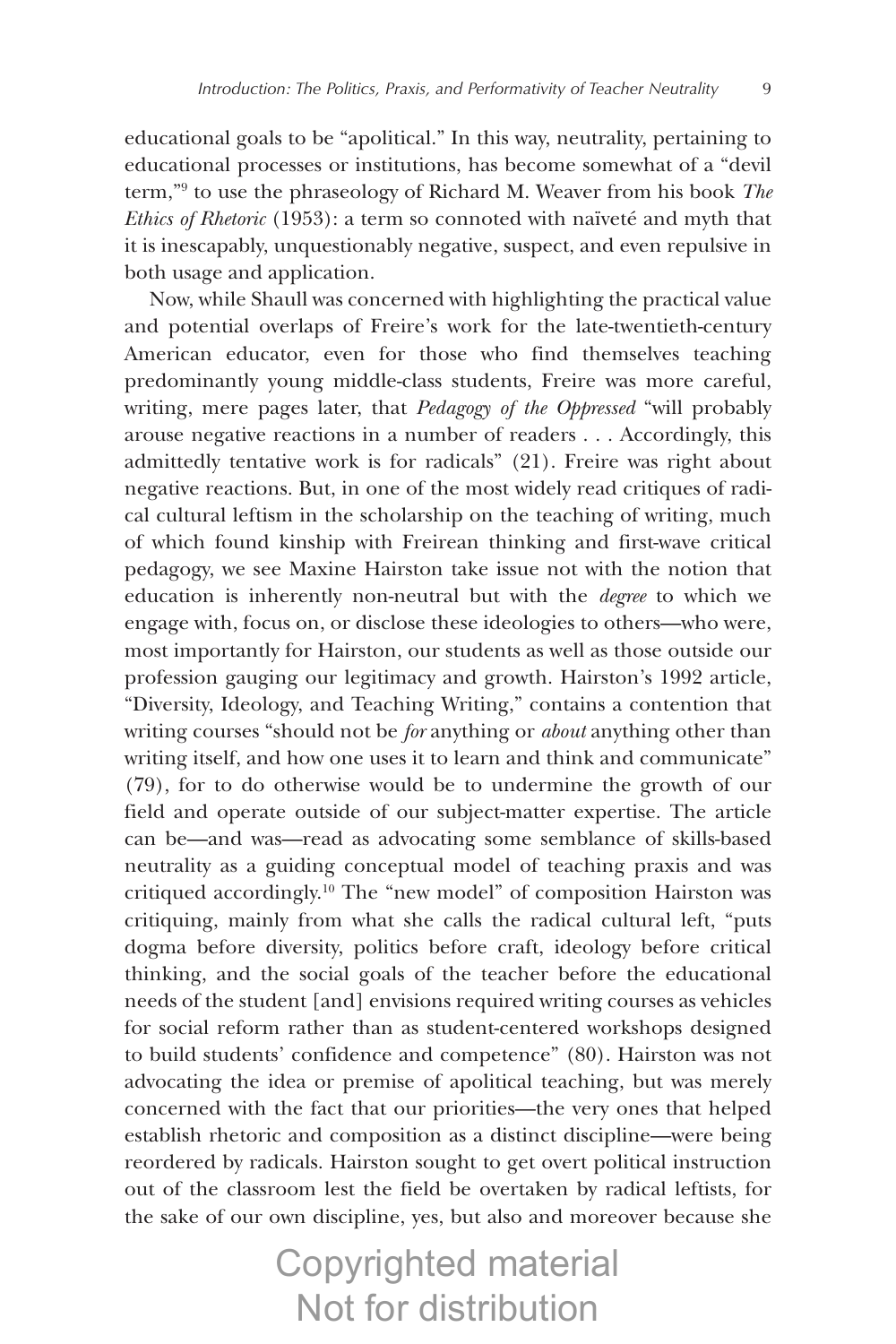educational goals to be "apolitical." In this way, neutrality, pertaining to educational processes or institutions, has become somewhat of a "devil term,"[9] to use the phraseology of Richard M. Weaver from his book *The Ethics of Rhetoric* (1953): a term so connoted with naïveté and myth that it is inescapably, unquestionably negative, suspect, and even repulsive in both usage and application.

Now, while Shaull was concerned with highlighting the practical value and potential overlaps of Freire's work for the late-twentieth-century American educator, even for those who find themselves teaching predominantly young middle-class students, Freire was more careful, writing, mere pages later, that *Pedagogy of the Oppressed* "will probably arouse negative reactions in a number of readers . . . Accordingly, this admittedly tentative work is for radicals" (21). Freire was right about negative reactions. But, in one of the most widely read critiques of radical cultural leftism in the scholarship on the teaching of writing, much of which found kinship with Freirean thinking and first-wave critical pedagogy, we see Maxine Hairston take issue not with the notion that education is inherently non-neutral but with the *degree* to which we engage with, focus on, or disclose these ideologies to others—who were, most importantly for Hairston, our students as well as those outside our profession gauging our legitimacy and growth. Hairston's 1992 article, "Diversity, Ideology, and Teaching Writing," contains a contention that writing courses "should not be *for* anything or *about* anything other than writing itself, and how one uses it to learn and think and communicate" (79), for to do otherwise would be to undermine the growth of our field and operate outside of our subject-matter expertise. The article can be—and was—read as advocating some semblance of skills-based neutrality as a guiding conceptual model of teaching praxis and was critiqued accordingly.[10] The "new model" of composition Hairston was critiquing, mainly from what she calls the radical cultural left, "puts dogma before diversity, politics before craft, ideology before critical thinking, and the social goals of the teacher before the educational needs of the student [and] envisions required writing courses as vehicles for social reform rather than as student-centered workshops designed to build students' confidence and competence" (80). Hairston was not advocating the idea or premise of apolitical teaching, but was merely concerned with the fact that our priorities—the very ones that helped establish rhetoric and composition as a distinct discipline—were being reordered by radicals. Hairston sought to get overt political instruction out of the classroom lest the field be overtaken by radical leftists, for the sake of our own discipline, yes, but also and moreover because she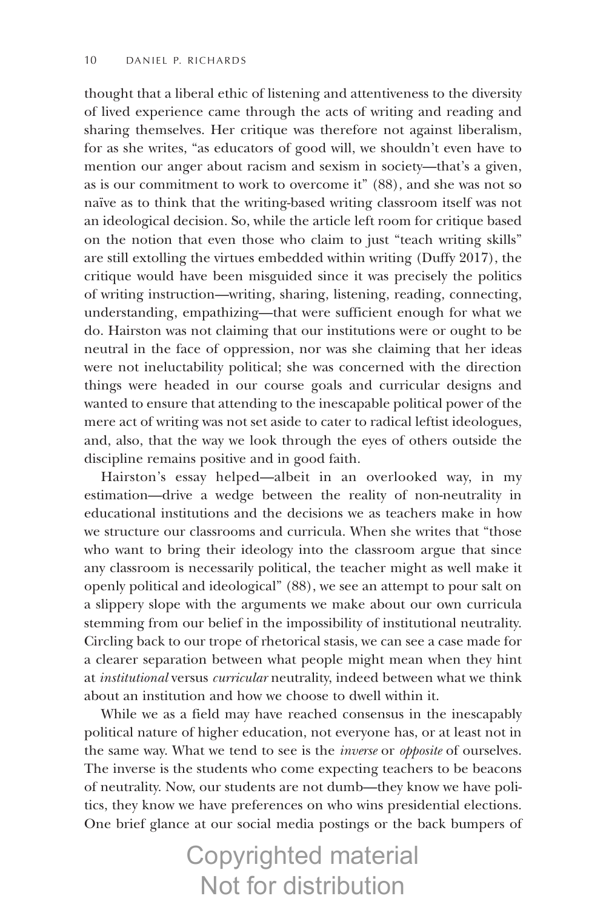thought that a liberal ethic of listening and attentiveness to the diversity of lived experience came through the acts of writing and reading and sharing themselves. Her critique was therefore not against liberalism, for as she writes, "as educators of good will, we shouldn't even have to mention our anger about racism and sexism in society—that's a given, as is our commitment to work to overcome it" (88), and she was not so naïve as to think that the writing-based writing classroom itself was not an ideological decision. So, while the article left room for critique based on the notion that even those who claim to just "teach writing skills" are still extolling the virtues embedded within writing (Duffy 2017), the critique would have been misguided since it was precisely the politics of writing instruction—writing, sharing, listening, reading, connecting, understanding, empathizing—that were sufficient enough for what we do. Hairston was not claiming that our institutions were or ought to be neutral in the face of oppression, nor was she claiming that her ideas were not ineluctability political; she was concerned with the direction things were headed in our course goals and curricular designs and wanted to ensure that attending to the inescapable political power of the mere act of writing was not set aside to cater to radical leftist ideologues, and, also, that the way we look through the eyes of others outside the discipline remains positive and in good faith.

Hairston's essay helped—albeit in an overlooked way, in my estimation—drive a wedge between the reality of non-neutrality in educational institutions and the decisions we as teachers make in how we structure our classrooms and curricula. When she writes that "those who want to bring their ideology into the classroom argue that since any classroom is necessarily political, the teacher might as well make it openly political and ideological" (88), we see an attempt to pour salt on a slippery slope with the arguments we make about our own curricula stemming from our belief in the impossibility of institutional neutrality. Circling back to our trope of rhetorical stasis, we can see a case made for a clearer separation between what people might mean when they hint at *institutional* versus *curricular* neutrality, indeed between what we think about an institution and how we choose to dwell within it.

While we as a field may have reached consensus in the inescapably political nature of higher education, not everyone has, or at least not in the same way. What we tend to see is the *inverse* or *opposite* of ourselves. The inverse is the students who come expecting teachers to be beacons of neutrality. Now, our students are not dumb—they know we have politics, they know we have preferences on who wins presidential elections. One brief glance at our social media postings or the back bumpers of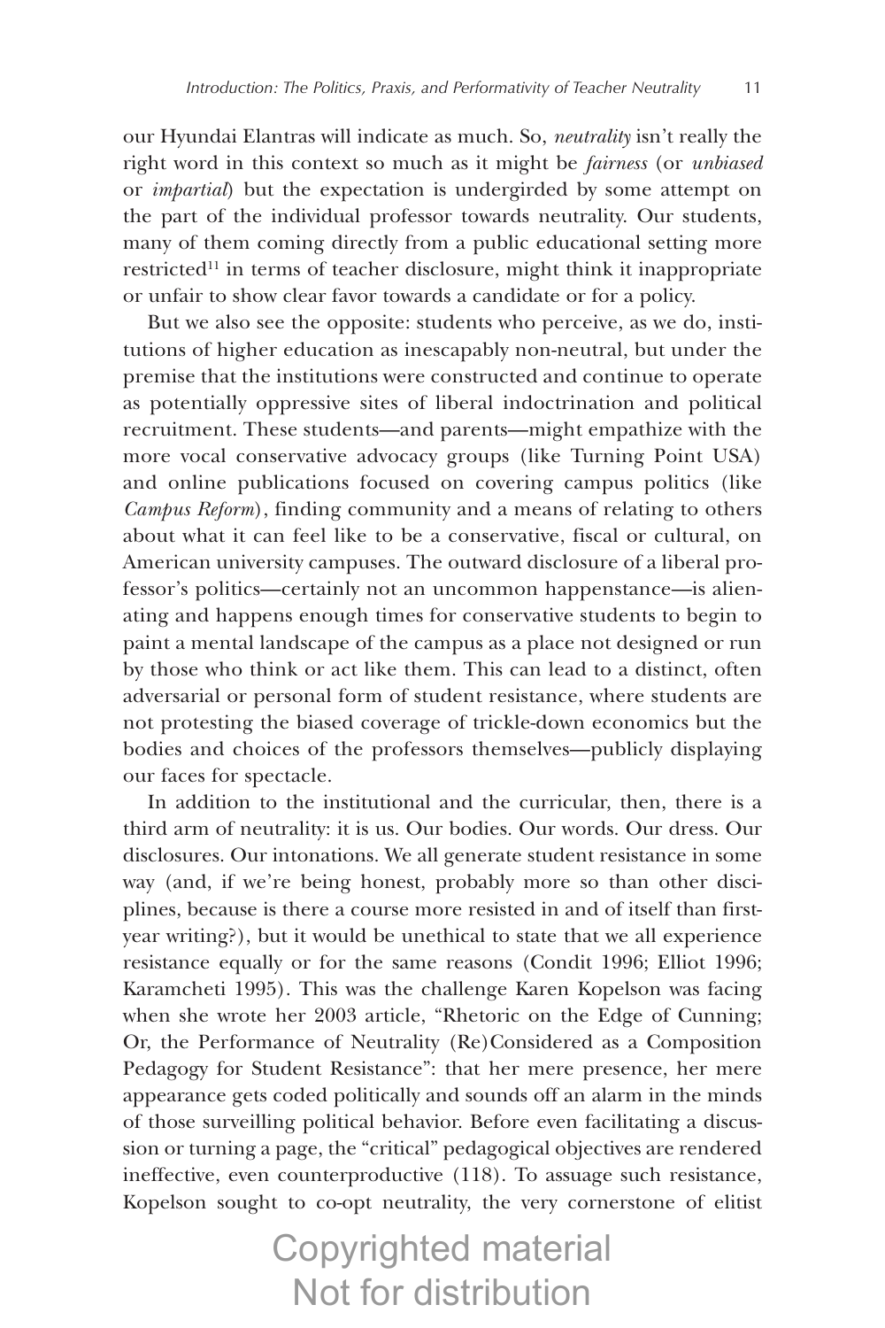our Hyundai Elantras will indicate as much. So, *neutrality* isn't really the right word in this context so much as it might be *fairness* (or *unbiased* or *impartial*) but the expectation is undergirded by some attempt on the part of the individual professor towards neutrality. Our students, many of them coming directly from a public educational setting more restricted[11] in terms of teacher disclosure, might think it inappropriate or unfair to show clear favor towards a candidate or for a policy.

But we also see the opposite: students who perceive, as we do, institutions of higher education as inescapably non-neutral, but under the premise that the institutions were constructed and continue to operate as potentially oppressive sites of liberal indoctrination and political recruitment. These students—and parents—might empathize with the more vocal conservative advocacy groups (like Turning Point USA) and online publications focused on covering campus politics (like *Campus Reform*), finding community and a means of relating to others about what it can feel like to be a conservative, fiscal or cultural, on American university campuses. The outward disclosure of a liberal professor's politics—certainly not an uncommon happenstance—is alienating and happens enough times for conservative students to begin to paint a mental landscape of the campus as a place not designed or run by those who think or act like them. This can lead to a distinct, often adversarial or personal form of student resistance, where students are not protesting the biased coverage of trickle-down economics but the bodies and choices of the professors themselves—publicly displaying our faces for spectacle.

In addition to the institutional and the curricular, then, there is a third arm of neutrality: it is us. Our bodies. Our words. Our dress. Our disclosures. Our intonations. We all generate student resistance in some way (and, if we're being honest, probably more so than other disciplines, because is there a course more resisted in and of itself than first-year writing?), but it would be unethical to state that we all experience resistance equally or for the same reasons (Condit 1996; Elliot 1996; Karamcheti 1995). This was the challenge Karen Kopelson was facing when she wrote her 2003 article, "Rhetoric on the Edge of Cunning; Or, the Performance of Neutrality (Re)Considered as a Composition Pedagogy for Student Resistance": that her mere presence, her mere appearance gets coded politically and sounds off an alarm in the minds of those surveilling political behavior. Before even facilitating a discussion or turning a page, the "critical" pedagogical objectives are rendered ineffective, even counterproductive (118). To assuage such resistance, Kopelson sought to co-opt neutrality, the very cornerstone of elitist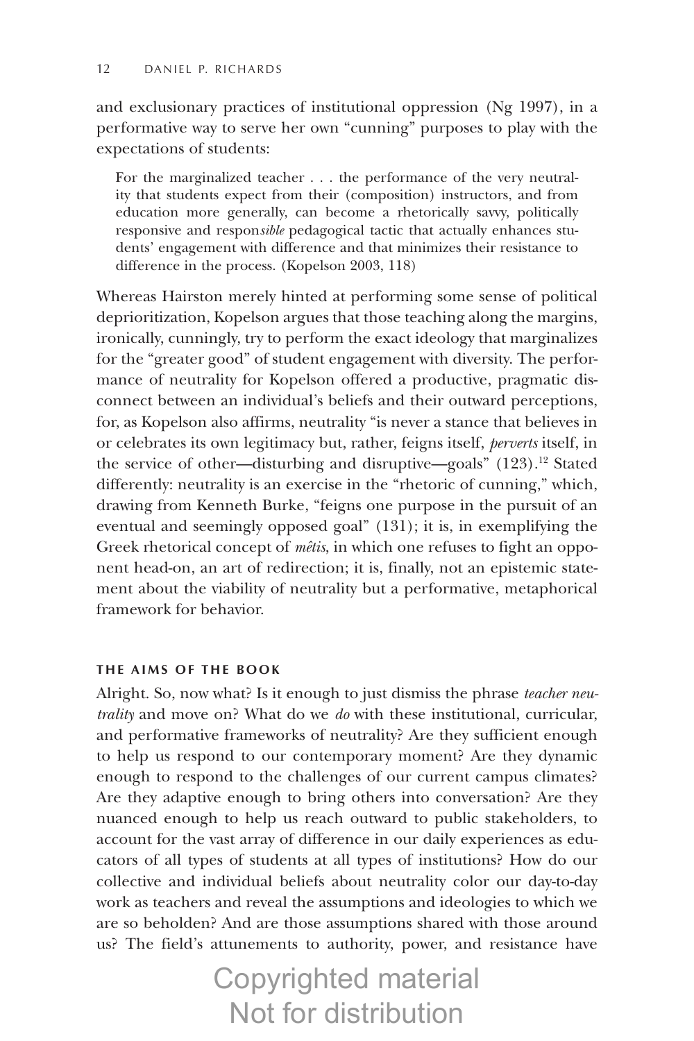and exclusionary practices of institutional oppression (Ng 1997), in a performative way to serve her own "cunning" purposes to play with the expectations of students:

> For the marginalized teacher . . . the performance of the very neutrality that students expect from their (composition) instructors, and from education more generally, can become a rhetorically savvy, politically responsive and respon*sible* pedagogical tactic that actually enhances students' engagement with difference and that minimizes their resistance to difference in the process. (Kopelson 2003, 118)

Whereas Hairston merely hinted at performing some sense of political deprioritization, Kopelson argues that those teaching along the margins, ironically, cunningly, try to perform the exact ideology that marginalizes for the "greater good" of student engagement with diversity. The performance of neutrality for Kopelson offered a productive, pragmatic disconnect between an individual's beliefs and their outward perceptions, for, as Kopelson also affirms, neutrality "is never a stance that believes in or celebrates its own legitimacy but, rather, feigns itself, *perverts* itself, in the service of other—disturbing and disruptive—goals" (123).[12] Stated differently: neutrality is an exercise in the "rhetoric of cunning," which, drawing from Kenneth Burke, "feigns one purpose in the pursuit of an eventual and seemingly opposed goal" (131); it is, in exemplifying the Greek rhetorical concept of *mêtis*, in which one refuses to fight an opponent head-on, an art of redirection; it is, finally, not an epistemic statement about the viability of neutrality but a performative, metaphorical framework for behavior.

## THE AIMS OF THE BOOK

Alright. So, now what? Is it enough to just dismiss the phrase *teacher neutrality* and move on? What do we *do* with these institutional, curricular, and performative frameworks of neutrality? Are they sufficient enough to help us respond to our contemporary moment? Are they dynamic enough to respond to the challenges of our current campus climates? Are they adaptive enough to bring others into conversation? Are they nuanced enough to help us reach outward to public stakeholders, to account for the vast array of difference in our daily experiences as educators of all types of students at all types of institutions? How do our collective and individual beliefs about neutrality color our day-to-day work as teachers and reveal the assumptions and ideologies to which we are so beholden? And are those assumptions shared with those around us? The field's attunements to authority, power, and resistance have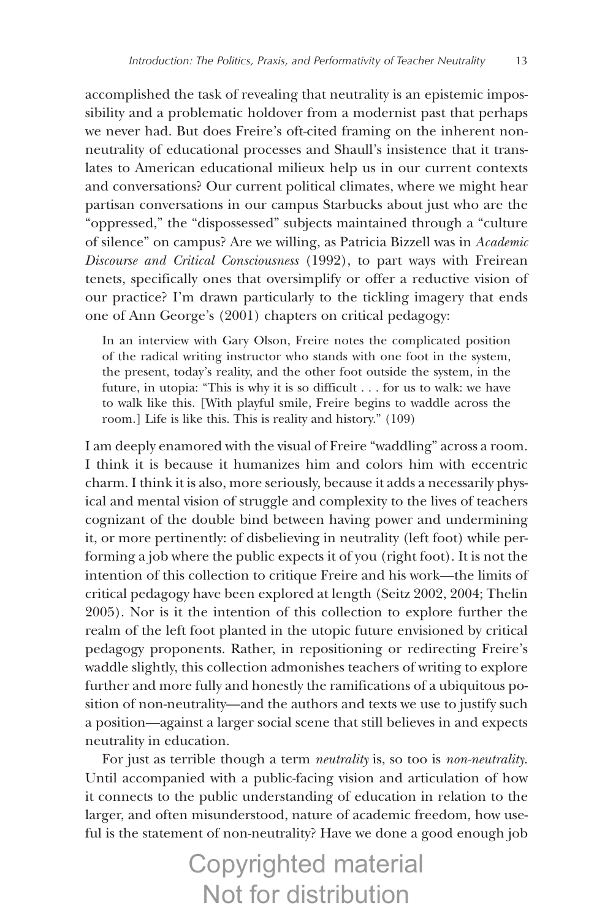accomplished the task of revealing that neutrality is an epistemic impossibility and a problematic holdover from a modernist past that perhaps we never had. But does Freire's oft-cited framing on the inherent non-neutrality of educational processes and Shaull's insistence that it translates to American educational milieux help us in our current contexts and conversations? Our current political climates, where we might hear partisan conversations in our campus Starbucks about just who are the "oppressed," the "dispossessed" subjects maintained through a "culture of silence" on campus? Are we willing, as Patricia Bizzell was in *Academic Discourse and Critical Consciousness* (1992), to part ways with Freirean tenets, specifically ones that oversimplify or offer a reductive vision of our practice? I'm drawn particularly to the tickling imagery that ends one of Ann George's (2001) chapters on critical pedagogy:

> In an interview with Gary Olson, Freire notes the complicated position of the radical writing instructor who stands with one foot in the system, the present, today's reality, and the other foot outside the system, in the future, in utopia: "This is why it is so difficult . . . for us to walk: we have to walk like this. [With playful smile, Freire begins to waddle across the room.] Life is like this. This is reality and history." (109)

I am deeply enamored with the visual of Freire "waddling" across a room. I think it is because it humanizes him and colors him with eccentric charm. I think it is also, more seriously, because it adds a necessarily physical and mental vision of struggle and complexity to the lives of teachers cognizant of the double bind between having power and undermining it, or more pertinently: of disbelieving in neutrality (left foot) while performing a job where the public expects it of you (right foot). It is not the intention of this collection to critique Freire and his work—the limits of critical pedagogy have been explored at length (Seitz 2002, 2004; Thelin 2005). Nor is it the intention of this collection to explore further the realm of the left foot planted in the utopic future envisioned by critical pedagogy proponents. Rather, in repositioning or redirecting Freire's waddle slightly, this collection admonishes teachers of writing to explore further and more fully and honestly the ramifications of a ubiquitous position of non-neutrality—and the authors and texts we use to justify such a position—against a larger social scene that still believes in and expects neutrality in education.

For just as terrible though a term *neutrality* is, so too is *non-neutrality*. Until accompanied with a public-facing vision and articulation of how it connects to the public understanding of education in relation to the larger, and often misunderstood, nature of academic freedom, how useful is the statement of non-neutrality? Have we done a good enough job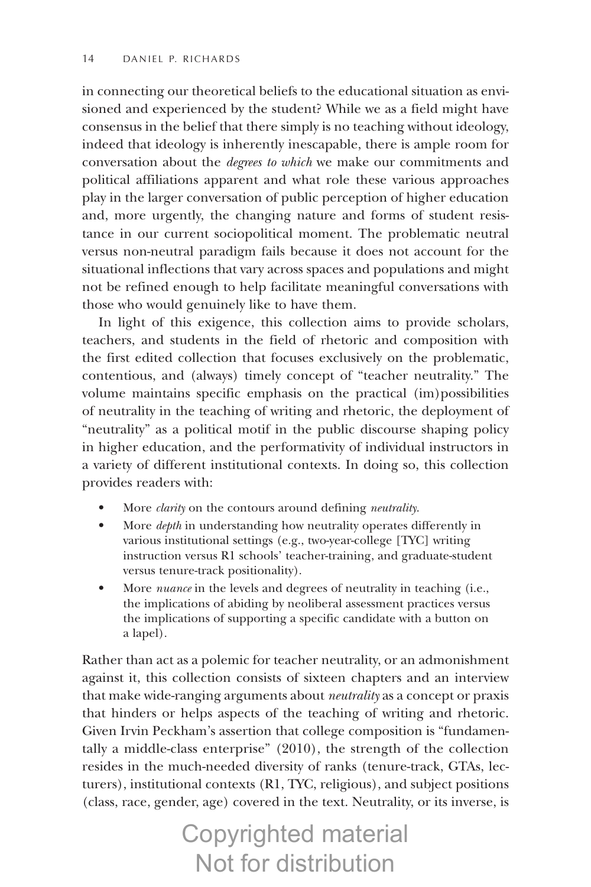in connecting our theoretical beliefs to the educational situation as envisioned and experienced by the student? While we as a field might have consensus in the belief that there simply is no teaching without ideology, indeed that ideology is inherently inescapable, there is ample room for conversation about the *degrees to which* we make our commitments and political affiliations apparent and what role these various approaches play in the larger conversation of public perception of higher education and, more urgently, the changing nature and forms of student resistance in our current sociopolitical moment. The problematic neutral versus non-neutral paradigm fails because it does not account for the situational inflections that vary across spaces and populations and might not be refined enough to help facilitate meaningful conversations with those who would genuinely like to have them.

In light of this exigence, this collection aims to provide scholars, teachers, and students in the field of rhetoric and composition with the first edited collection that focuses exclusively on the problematic, contentious, and (always) timely concept of "teacher neutrality." The volume maintains specific emphasis on the practical (im)possibilities of neutrality in the teaching of writing and rhetoric, the deployment of "neutrality" as a political motif in the public discourse shaping policy in higher education, and the performativity of individual instructors in a variety of different institutional contexts. In doing so, this collection provides readers with:

- More *clarity* on the contours around defining *neutrality*.
- More *depth* in understanding how neutrality operates differently in various institutional settings (e.g., two-year-college [TYC] writing instruction versus R1 schools' teacher-training, and graduate-student versus tenure-track positionality).
- More *nuance* in the levels and degrees of neutrality in teaching (i.e., the implications of abiding by neoliberal assessment practices versus the implications of supporting a specific candidate with a button on a lapel).

Rather than act as a polemic for teacher neutrality, or an admonishment against it, this collection consists of sixteen chapters and an interview that make wide-ranging arguments about *neutrality* as a concept or praxis that hinders or helps aspects of the teaching of writing and rhetoric. Given Irvin Peckham's assertion that college composition is "fundamentally a middle-class enterprise" (2010), the strength of the collection resides in the much-needed diversity of ranks (tenure-track, GTAs, lecturers), institutional contexts (R1, TYC, religious), and subject positions (class, race, gender, age) covered in the text. Neutrality, or its inverse, is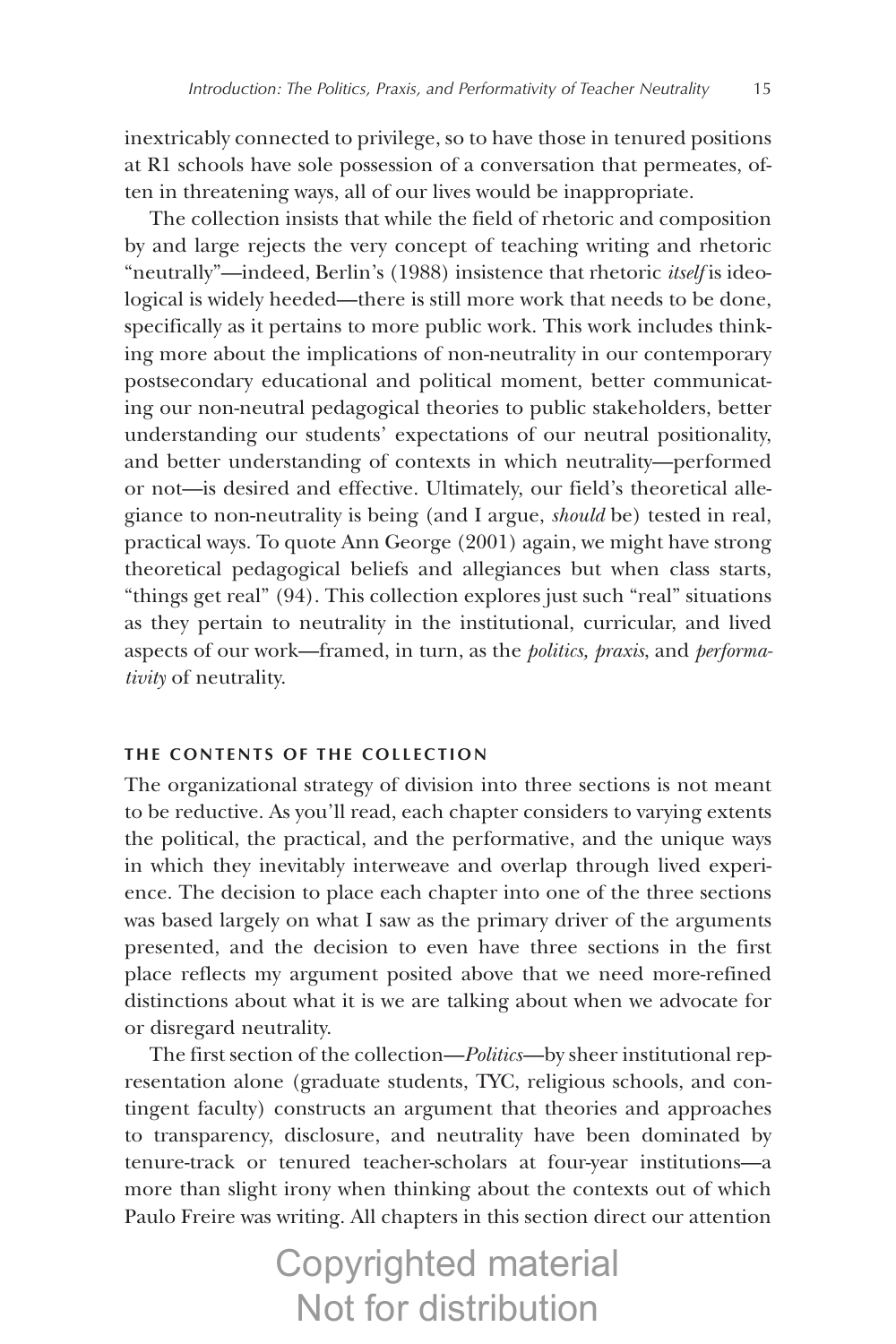inextricably connected to privilege, so to have those in tenured positions at R1 schools have sole possession of a conversation that permeates, often in threatening ways, all of our lives would be inappropriate.

The collection insists that while the field of rhetoric and composition by and large rejects the very concept of teaching writing and rhetoric "neutrally"—indeed, Berlin's (1988) insistence that rhetoric *itself* is ideological is widely heeded—there is still more work that needs to be done, specifically as it pertains to more public work. This work includes thinking more about the implications of non-neutrality in our contemporary postsecondary educational and political moment, better communicating our non-neutral pedagogical theories to public stakeholders, better understanding our students' expectations of our neutral positionality, and better understanding of contexts in which neutrality—performed or not—is desired and effective. Ultimately, our field's theoretical allegiance to non-neutrality is being (and I argue, *should* be) tested in real, practical ways. To quote Ann George (2001) again, we might have strong theoretical pedagogical beliefs and allegiances but when class starts, "things get real" (94). This collection explores just such "real" situations as they pertain to neutrality in the institutional, curricular, and lived aspects of our work—framed, in turn, as the *politics, praxis*, and *performativity* of neutrality.

### THE CONTENTS OF THE COLLECTION

The organizational strategy of division into three sections is not meant to be reductive. As you'll read, each chapter considers to varying extents the political, the practical, and the performative, and the unique ways in which they inevitably interweave and overlap through lived experience. The decision to place each chapter into one of the three sections was based largely on what I saw as the primary driver of the arguments presented, and the decision to even have three sections in the first place reflects my argument posited above that we need more-refined distinctions about what it is we are talking about when we advocate for or disregard neutrality.

The first section of the collection—*Politics*—by sheer institutional representation alone (graduate students, TYC, religious schools, and contingent faculty) constructs an argument that theories and approaches to transparency, disclosure, and neutrality have been dominated by tenure-track or tenured teacher-scholars at four-year institutions—a more than slight irony when thinking about the contexts out of which Paulo Freire was writing. All chapters in this section direct our attention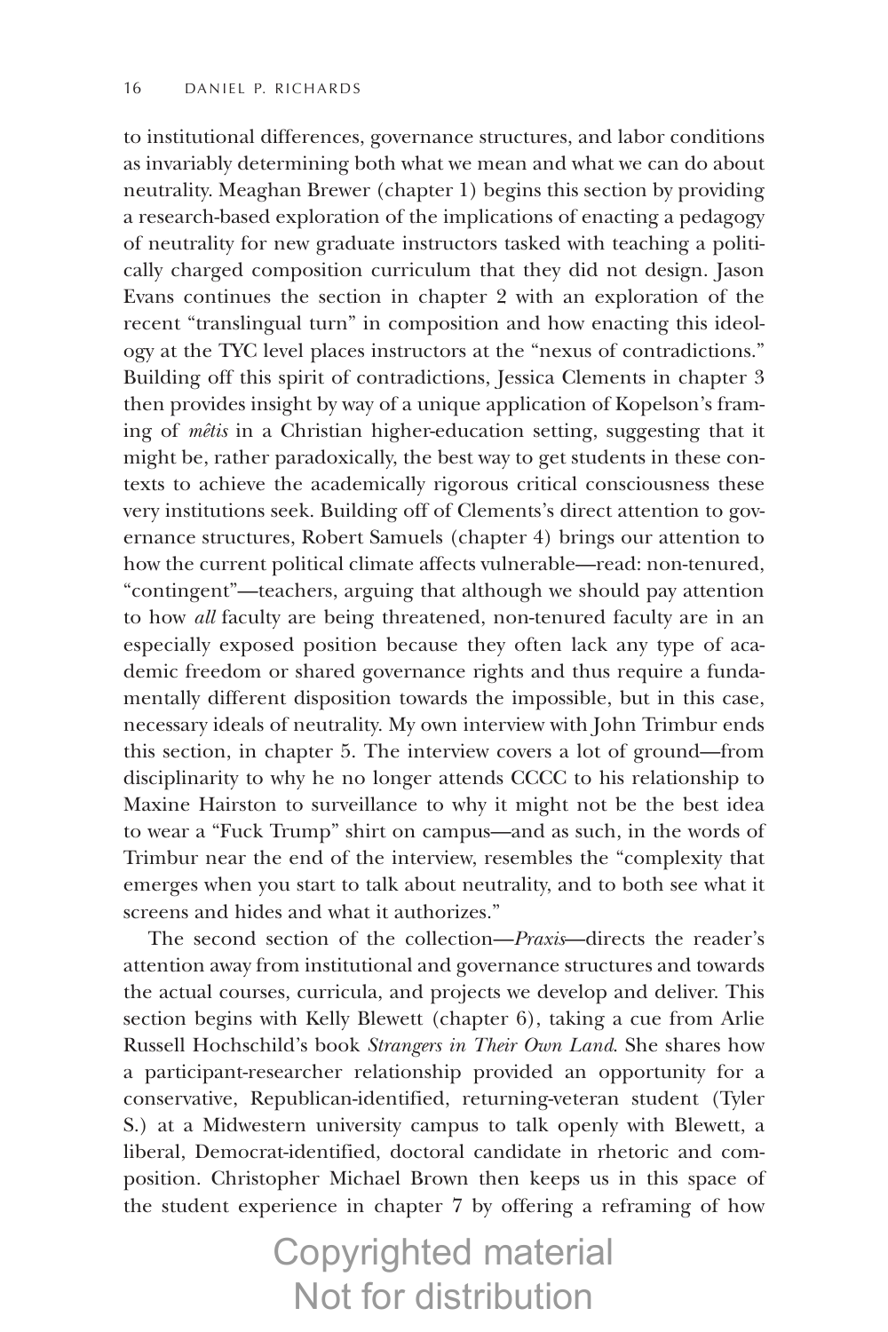to institutional differences, governance structures, and labor conditions as invariably determining both what we mean and what we can do about neutrality. Meaghan Brewer (chapter 1) begins this section by providing a research-based exploration of the implications of enacting a pedagogy of neutrality for new graduate instructors tasked with teaching a politically charged composition curriculum that they did not design. Jason Evans continues the section in chapter 2 with an exploration of the recent "translingual turn" in composition and how enacting this ideology at the TYC level places instructors at the "nexus of contradictions." Building off this spirit of contradictions, Jessica Clements in chapter 3 then provides insight by way of a unique application of Kopelson's framing of *mêtis* in a Christian higher-education setting, suggesting that it might be, rather paradoxically, the best way to get students in these contexts to achieve the academically rigorous critical consciousness these very institutions seek. Building off of Clements's direct attention to governance structures, Robert Samuels (chapter 4) brings our attention to how the current political climate affects vulnerable—read: non-tenured, "contingent"—teachers, arguing that although we should pay attention to how *all* faculty are being threatened, non-tenured faculty are in an especially exposed position because they often lack any type of academic freedom or shared governance rights and thus require a fundamentally different disposition towards the impossible, but in this case, necessary ideals of neutrality. My own interview with John Trimbur ends this section, in chapter 5. The interview covers a lot of ground—from disciplinarity to why he no longer attends CCCC to his relationship to Maxine Hairston to surveillance to why it might not be the best idea to wear a "Fuck Trump" shirt on campus—and as such, in the words of Trimbur near the end of the interview, resembles the "complexity that emerges when you start to talk about neutrality, and to both see what it screens and hides and what it authorizes."

The second section of the collection—*Praxis*—directs the reader's attention away from institutional and governance structures and towards the actual courses, curricula, and projects we develop and deliver. This section begins with Kelly Blewett (chapter 6), taking a cue from Arlie Russell Hochschild's book *Strangers in Their Own Land*. She shares how a participant-researcher relationship provided an opportunity for a conservative, Republican-identified, returning-veteran student (Tyler S.) at a Midwestern university campus to talk openly with Blewett, a liberal, Democrat-identified, doctoral candidate in rhetoric and composition. Christopher Michael Brown then keeps us in this space of the student experience in chapter 7 by offering a reframing of how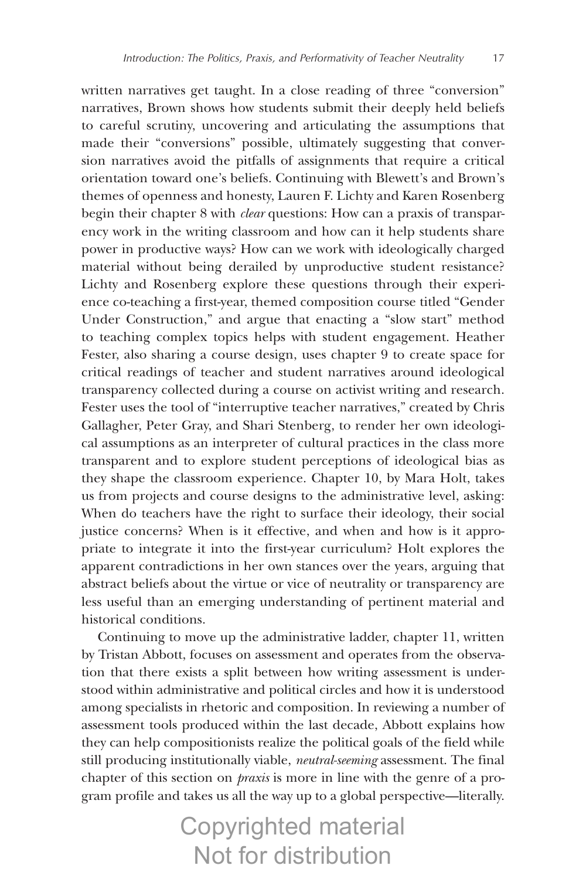written narratives get taught. In a close reading of three "conversion" narratives, Brown shows how students submit their deeply held beliefs to careful scrutiny, uncovering and articulating the assumptions that made their "conversions" possible, ultimately suggesting that conversion narratives avoid the pitfalls of assignments that require a critical orientation toward one's beliefs. Continuing with Blewett's and Brown's themes of openness and honesty, Lauren F. Lichty and Karen Rosenberg begin their chapter 8 with *clear* questions: How can a praxis of transparency work in the writing classroom and how can it help students share power in productive ways? How can we work with ideologically charged material without being derailed by unproductive student resistance? Lichty and Rosenberg explore these questions through their experience co-teaching a first-year, themed composition course titled "Gender Under Construction," and argue that enacting a "slow start" method to teaching complex topics helps with student engagement. Heather Fester, also sharing a course design, uses chapter 9 to create space for critical readings of teacher and student narratives around ideological transparency collected during a course on activist writing and research. Fester uses the tool of "interruptive teacher narratives," created by Chris Gallagher, Peter Gray, and Shari Stenberg, to render her own ideological assumptions as an interpreter of cultural practices in the class more transparent and to explore student perceptions of ideological bias as they shape the classroom experience. Chapter 10, by Mara Holt, takes us from projects and course designs to the administrative level, asking: When do teachers have the right to surface their ideology, their social justice concerns? When is it effective, and when and how is it appropriate to integrate it into the first-year curriculum? Holt explores the apparent contradictions in her own stances over the years, arguing that abstract beliefs about the virtue or vice of neutrality or transparency are less useful than an emerging understanding of pertinent material and historical conditions.

Continuing to move up the administrative ladder, chapter 11, written by Tristan Abbott, focuses on assessment and operates from the observation that there exists a split between how writing assessment is understood within administrative and political circles and how it is understood among specialists in rhetoric and composition. In reviewing a number of assessment tools produced within the last decade, Abbott explains how they can help compositionists realize the political goals of the field while still producing institutionally viable, *neutral-seeming* assessment. The final chapter of this section on *praxis* is more in line with the genre of a program profile and takes us all the way up to a global perspective—literally.

Copyrighted material
Not for distribution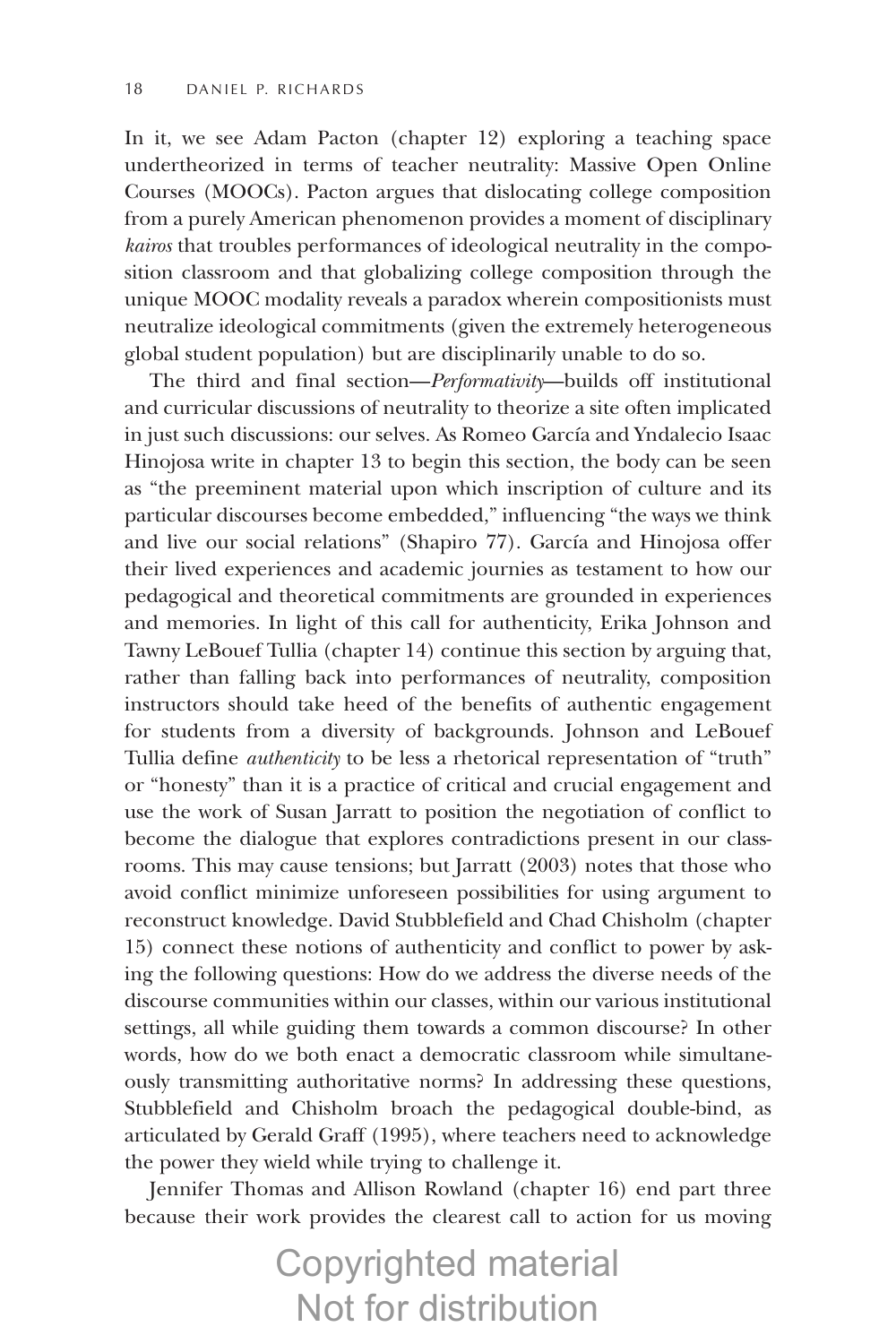In it, we see Adam Pacton (chapter 12) exploring a teaching space undertheorized in terms of teacher neutrality: Massive Open Online Courses (MOOCs). Pacton argues that dislocating college composition from a purely American phenomenon provides a moment of disciplinary *kairos* that troubles performances of ideological neutrality in the composition classroom and that globalizing college composition through the unique MOOC modality reveals a paradox wherein compositionists must neutralize ideological commitments (given the extremely heterogeneous global student population) but are disciplinarily unable to do so.

The third and final section—*Performativity*—builds off institutional and curricular discussions of neutrality to theorize a site often implicated in just such discussions: our selves. As Romeo García and Yndalecio Isaac Hinojosa write in chapter 13 to begin this section, the body can be seen as "the preeminent material upon which inscription of culture and its particular discourses become embedded," influencing "the ways we think and live our social relations" (Shapiro 77). García and Hinojosa offer their lived experiences and academic journeys as testament to how our pedagogical and theoretical commitments are grounded in experiences and memories. In light of this call for authenticity, Erika Johnson and Tawny LeBouef Tullia (chapter 14) continue this section by arguing that, rather than falling back into performances of neutrality, composition instructors should take heed of the benefits of authentic engagement for students from a diversity of backgrounds. Johnson and LeBouef Tullia define *authenticity* to be less a rhetorical representation of "truth" or "honesty" than it is a practice of critical and crucial engagement and use the work of Susan Jarratt to position the negotiation of conflict to become the dialogue that explores contradictions present in our classrooms. This may cause tensions; but Jarratt (2003) notes that those who avoid conflict minimize unforeseen possibilities for using argument to reconstruct knowledge. David Stubblefield and Chad Chisholm (chapter 15) connect these notions of authenticity and conflict to power by asking the following questions: How do we address the diverse needs of the discourse communities within our classes, within our various institutional settings, all while guiding them towards a common discourse? In other words, how do we both enact a democratic classroom while simultaneously transmitting authoritative norms? In addressing these questions, Stubblefield and Chisholm broach the pedagogical double-bind, as articulated by Gerald Graff (1995), where teachers need to acknowledge the power they wield while trying to challenge it.

Jennifer Thomas and Allison Rowland (chapter 16) end part three because their work provides the clearest call to action for us moving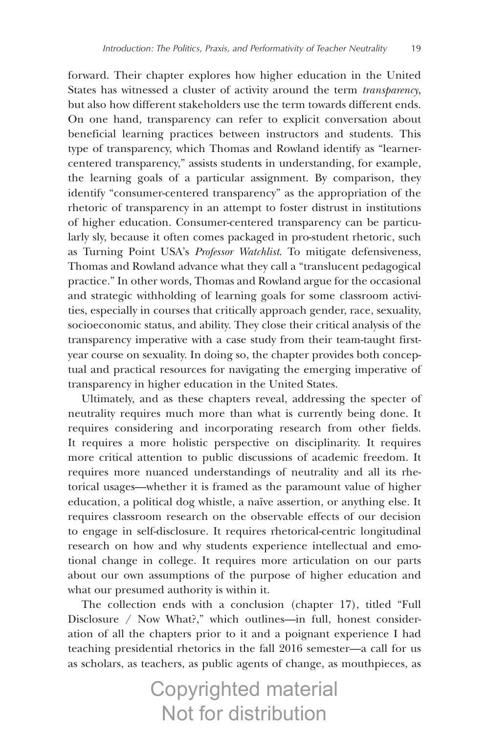forward. Their chapter explores how higher education in the United States has witnessed a cluster of activity around the term *transparency*, but also how different stakeholders use the term towards different ends. On one hand, transparency can refer to explicit conversation about beneficial learning practices between instructors and students. This type of transparency, which Thomas and Rowland identify as "learner-centered transparency," assists students in understanding, for example, the learning goals of a particular assignment. By comparison, they identify "consumer-centered transparency" as the appropriation of the rhetoric of transparency in an attempt to foster distrust in institutions of higher education. Consumer-centered transparency can be particularly sly, because it often comes packaged in pro-student rhetoric, such as Turning Point USA's *Professor Watchlist*. To mitigate defensiveness, Thomas and Rowland advance what they call a "translucent pedagogical practice." In other words, Thomas and Rowland argue for the occasional and strategic withholding of learning goals for some classroom activities, especially in courses that critically approach gender, race, sexuality, socioeconomic status, and ability. They close their critical analysis of the transparency imperative with a case study from their team-taught first-year course on sexuality. In doing so, the chapter provides both conceptual and practical resources for navigating the emerging imperative of transparency in higher education in the United States.

Ultimately, and as these chapters reveal, addressing the specter of neutrality requires much more than what is currently being done. It requires considering and incorporating research from other fields. It requires a more holistic perspective on disciplinarity. It requires more critical attention to public discussions of academic freedom. It requires more nuanced understandings of neutrality and all its rhetorical usages—whether it is framed as the paramount value of higher education, a political dog whistle, a naïve assertion, or anything else. It requires classroom research on the observable effects of our decision to engage in self-disclosure. It requires rhetorical-centric longitudinal research on how and why students experience intellectual and emotional change in college. It requires more articulation on our parts about our own assumptions of the purpose of higher education and what our presumed authority is within it.

The collection ends with a conclusion (chapter 17), titled "Full Disclosure / Now What?," which outlines—in full, honest consideration of all the chapters prior to it and a poignant experience I had teaching presidential rhetorics in the fall 2016 semester—a call for us as scholars, as teachers, as public agents of change, as mouthpieces, as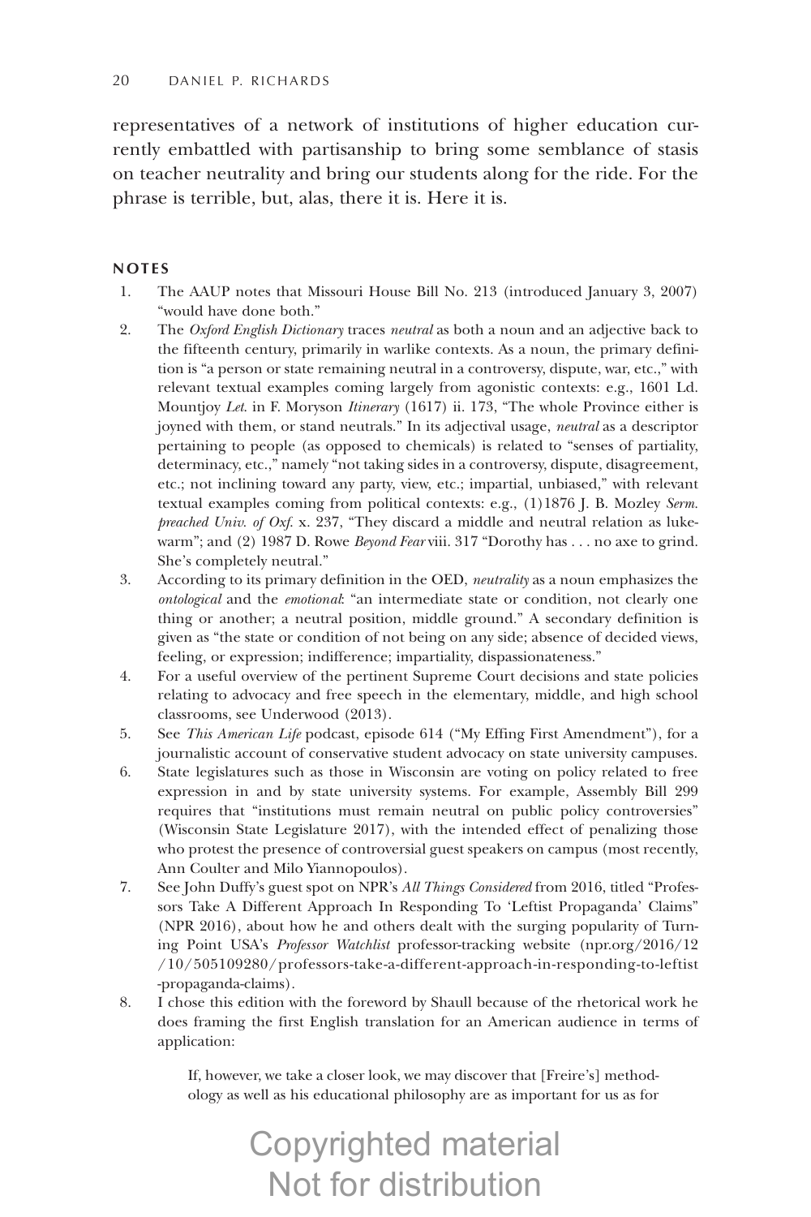representatives of a network of institutions of higher education currently embattled with partisanship to bring some semblance of stasis on teacher neutrality and bring our students along for the ride. For the phrase is terrible, but, alas, there it is. Here it is.

### NOTES

1. The AAUP notes that Missouri House Bill No. 213 (introduced January 3, 2007) "would have done both."
2. The *Oxford English Dictionary* traces *neutral* as both a noun and an adjective back to the fifteenth century, primarily in warlike contexts. As a noun, the primary definition is "a person or state remaining neutral in a controversy, dispute, war, etc.," with relevant textual examples coming largely from agonistic contexts: e.g., 1601 Ld. Mountjoy *Let.* in F. Moryson *Itinerary* (1617) ii. 173, "The whole Province either is joyned with them, or stand neutrals." In its adjectival usage, *neutral* as a descriptor pertaining to people (as opposed to chemicals) is related to "senses of partiality, determinacy, etc.," namely "not taking sides in a controversy, dispute, disagreement, etc.; not inclining toward any party, view, etc.; impartial, unbiased," with relevant textual examples coming from political contexts: e.g., (1)1876 J. B. Mozley *Serm. preached Univ. of Oxf.* x. 237, "They discard a middle and neutral relation as lukewarm"; and (2) 1987 D. Rowe *Beyond Fear* viii. 317 "Dorothy has . . . no axe to grind. She's completely neutral."
3. According to its primary definition in the OED, *neutrality* as a noun emphasizes the *ontological* and the *emotional*: "an intermediate state or condition, not clearly one thing or another; a neutral position, middle ground." A secondary definition is given as "the state or condition of not being on any side; absence of decided views, feeling, or expression; indifference; impartiality, dispassionateness."
4. For a useful overview of the pertinent Supreme Court decisions and state policies relating to advocacy and free speech in the elementary, middle, and high school classrooms, see Underwood (2013).
5. See *This American Life* podcast, episode 614 ("My Effing First Amendment"), for a journalistic account of conservative student advocacy on state university campuses.
6. State legislatures such as those in Wisconsin are voting on policy related to free expression in and by state university systems. For example, Assembly Bill 299 requires that "institutions must remain neutral on public policy controversies" (Wisconsin State Legislature 2017), with the intended effect of penalizing those who protest the presence of controversial guest speakers on campus (most recently, Ann Coulter and Milo Yiannopoulos).
7. See John Duffy's guest spot on NPR's *All Things Considered* from 2016, titled "Professors Take A Different Approach In Responding To 'Leftist Propaganda' Claims" (NPR 2016), about how he and others dealt with the surging popularity of Turning Point USA's *Professor Watchlist* professor-tracking website (npr.org/2016/12/10/505109280/professors-take-a-different-approach-in-responding-to-leftist-propaganda-claims).
8. I chose this edition with the foreword by Shaull because of the rhetorical work he does framing the first English translation for an American audience in terms of application:

   > If, however, we take a closer look, we may discover that [Freire's] methodology as well as his educational philosophy are as important for us as for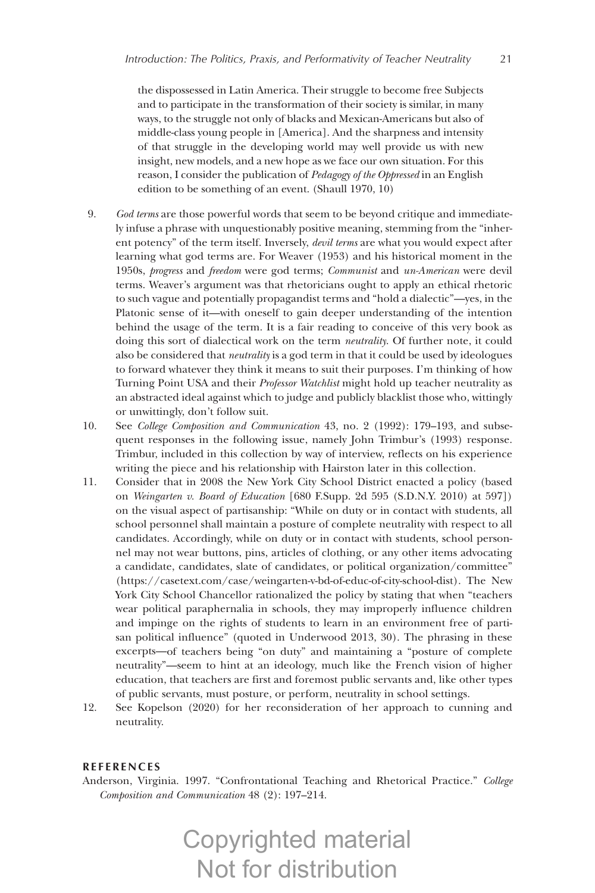the dispossessed in Latin America. Their struggle to become free Subjects and to participate in the transformation of their society is similar, in many ways, to the struggle not only of blacks and Mexican-Americans but also of middle-class young people in [America]. And the sharpness and intensity of that struggle in the developing world may well provide us with new insight, new models, and a new hope as we face our own situation. For this reason, I consider the publication of *Pedagogy of the Oppressed* in an English edition to be something of an event. (Shaull 1970, 10)

9. *God terms* are those powerful words that seem to be beyond critique and immediately infuse a phrase with unquestionably positive meaning, stemming from the "inherent potency" of the term itself. Inversely, *devil terms* are what you would expect after learning what god terms are. For Weaver (1953) and his historical moment in the 1950s, *progress* and *freedom* were god terms; *Communist* and *un-American* were devil terms. Weaver's argument was that rhetoricians ought to apply an ethical rhetoric to such vague and potentially propagandist terms and "hold a dialectic"—yes, in the Platonic sense of it—with oneself to gain deeper understanding of the intention behind the usage of the term. It is a fair reading to conceive of this very book as doing this sort of dialectical work on the term *neutrality*. Of further note, it could also be considered that *neutrality* is a god term in that it could be used by ideologues to forward whatever they think it means to suit their purposes. I'm thinking of how Turning Point USA and their *Professor Watchlist* might hold up teacher neutrality as an abstracted ideal against which to judge and publicly blacklist those who, wittingly or unwittingly, don't follow suit.
10. See *College Composition and Communication* 43, no. 2 (1992): 179–193, and subsequent responses in the following issue, namely John Trimbur's (1993) response. Trimbur, included in this collection by way of interview, reflects on his experience writing the piece and his relationship with Hairston later in this collection.
11. Consider that in 2008 the New York City School District enacted a policy (based on *Weingarten v. Board of Education* [680 F.Supp. 2d 595 (S.D.N.Y. 2010) at 597]) on the visual aspect of partisanship: "While on duty or in contact with students, all school personnel shall maintain a posture of complete neutrality with respect to all candidates. Accordingly, while on duty or in contact with students, school personnel may not wear buttons, pins, articles of clothing, or any other items advocating a candidate, candidates, slate of candidates, or political organization/committee" (https://casetext.com/case/weingarten-v-bd-of-educ-of-city-school-dist). The New York City School Chancellor rationalized the policy by stating that when "teachers wear political paraphernalia in schools, they may improperly influence children and impinge on the rights of students to learn in an environment free of partisan political influence" (quoted in Underwood 2013, 30). The phrasing in these excerpts—of teachers being "on duty" and maintaining a "posture of complete neutrality"—seem to hint at an ideology, much like the French vision of higher education, that teachers are first and foremost public servants and, like other types of public servants, must posture, or perform, neutrality in school settings.
12. See Kopelson (2020) for her reconsideration of her approach to cunning and neutrality.

## REFERENCES

Anderson, Virginia. 1997. "Confrontational Teaching and Rhetorical Practice." *College Composition and Communication* 48 (2): 197–214.

Copyrighted material
Not for distribution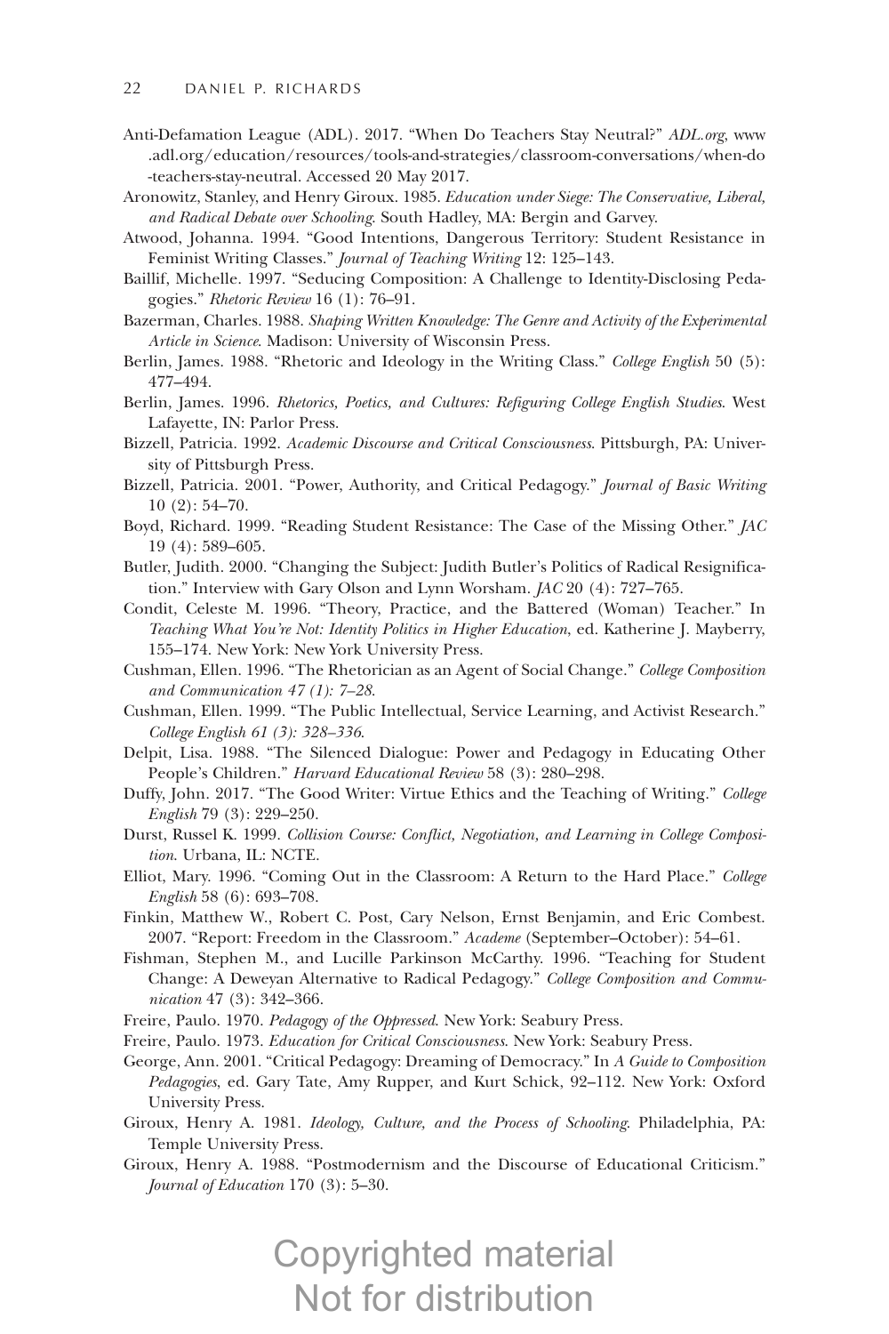Anti-Defamation League (ADL). 2017. "When Do Teachers Stay Neutral?" *ADL.org*, www.adl.org/education/resources/tools-and-strategies/classroom-conversations/when-do-teachers-stay-neutral. Accessed 20 May 2017.

Aronowitz, Stanley, and Henry Giroux. 1985. *Education under Siege: The Conservative, Liberal, and Radical Debate over Schooling*. South Hadley, MA: Bergin and Garvey.

Atwood, Johanna. 1994. "Good Intentions, Dangerous Territory: Student Resistance in Feminist Writing Classes." *Journal of Teaching Writing* 12: 125–143.

Baillif, Michelle. 1997. "Seducing Composition: A Challenge to Identity-Disclosing Pedagogies." *Rhetoric Review* 16 (1): 76–91.

Bazerman, Charles. 1988. *Shaping Written Knowledge: The Genre and Activity of the Experimental Article in Science*. Madison: University of Wisconsin Press.

Berlin, James. 1988. "Rhetoric and Ideology in the Writing Class." *College English* 50 (5): 477–494.

Berlin, James. 1996. *Rhetorics, Poetics, and Cultures: Refiguring College English Studies*. West Lafayette, IN: Parlor Press.

Bizzell, Patricia. 1992. *Academic Discourse and Critical Consciousness*. Pittsburgh, PA: University of Pittsburgh Press.

Bizzell, Patricia. 2001. "Power, Authority, and Critical Pedagogy." *Journal of Basic Writing* 10 (2): 54–70.

Boyd, Richard. 1999. "Reading Student Resistance: The Case of the Missing Other." *JAC* 19 (4): 589–605.

Butler, Judith. 2000. "Changing the Subject: Judith Butler's Politics of Radical Resignification." Interview with Gary Olson and Lynn Worsham. *JAC* 20 (4): 727–765.

Condit, Celeste M. 1996. "Theory, Practice, and the Battered (Woman) Teacher." In *Teaching What You're Not: Identity Politics in Higher Education*, ed. Katherine J. Mayberry, 155–174. New York: New York University Press.

Cushman, Ellen. 1996. "The Rhetorician as an Agent of Social Change." *College Composition and Communication 47 (1): 7–28*.

Cushman, Ellen. 1999. "The Public Intellectual, Service Learning, and Activist Research." *College English 61 (3): 328–336*.

Delpit, Lisa. 1988. "The Silenced Dialogue: Power and Pedagogy in Educating Other People's Children." *Harvard Educational Review* 58 (3): 280–298.

Duffy, John. 2017. "The Good Writer: Virtue Ethics and the Teaching of Writing." *College English* 79 (3): 229–250.

Durst, Russel K. 1999. *Collision Course: Conflict, Negotiation, and Learning in College Composition*. Urbana, IL: NCTE.

Elliot, Mary. 1996. "Coming Out in the Classroom: A Return to the Hard Place." *College English* 58 (6): 693–708.

Finkin, Matthew W., Robert C. Post, Cary Nelson, Ernst Benjamin, and Eric Combest. 2007. "Report: Freedom in the Classroom." *Academe* (September–October): 54–61.

Fishman, Stephen M., and Lucille Parkinson McCarthy. 1996. "Teaching for Student Change: A Deweyan Alternative to Radical Pedagogy." *College Composition and Communication* 47 (3): 342–366.

Freire, Paulo. 1970. *Pedagogy of the Oppressed*. New York: Seabury Press.

Freire, Paulo. 1973. *Education for Critical Consciousness*. New York: Seabury Press.

George, Ann. 2001. "Critical Pedagogy: Dreaming of Democracy." In *A Guide to Composition Pedagogies*, ed. Gary Tate, Amy Rupper, and Kurt Schick, 92–112. New York: Oxford University Press.

Giroux, Henry A. 1981. *Ideology, Culture, and the Process of Schooling*. Philadelphia, PA: Temple University Press.

Giroux, Henry A. 1988. "Postmodernism and the Discourse of Educational Criticism." *Journal of Education* 170 (3): 5–30.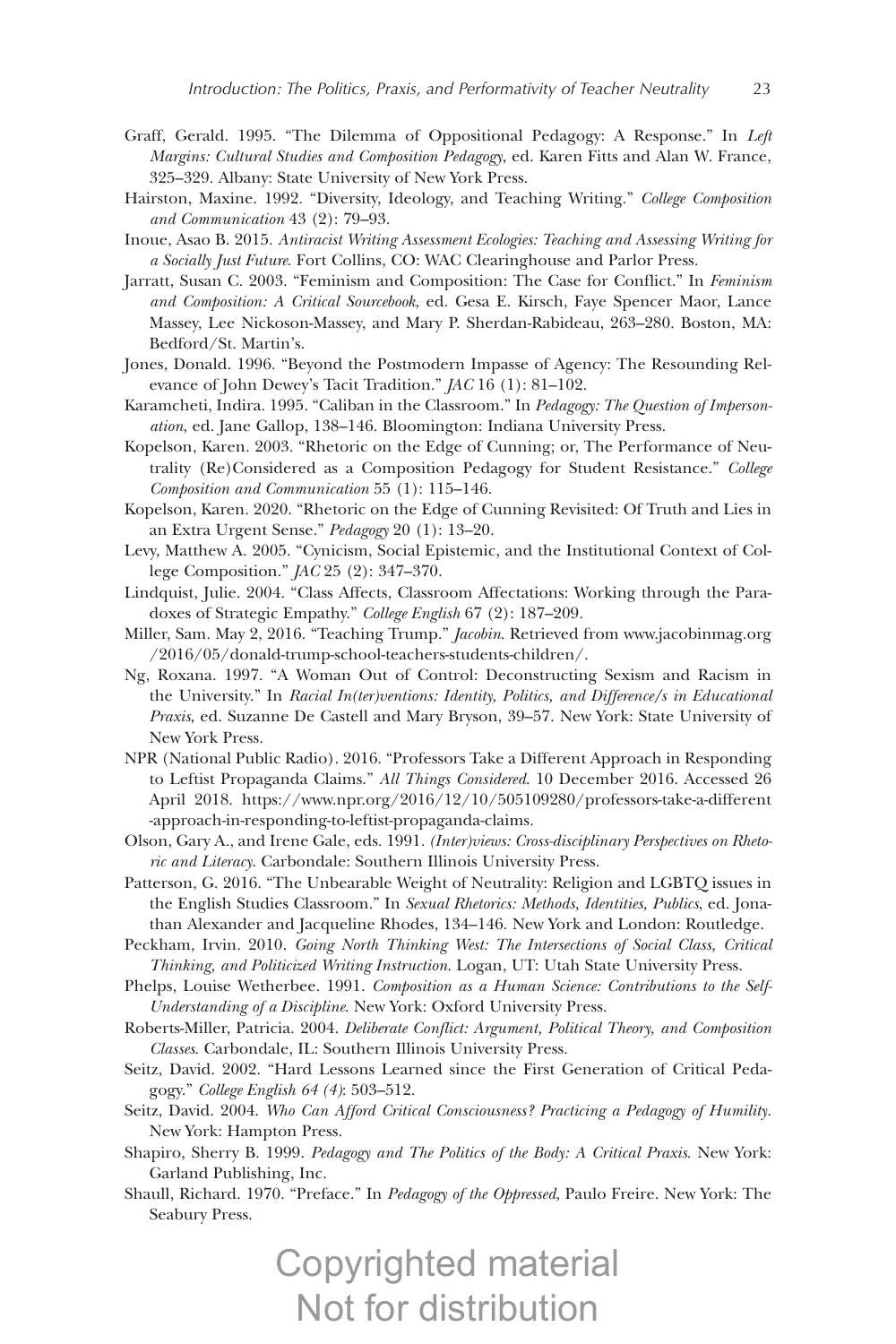Graff, Gerald. 1995. "The Dilemma of Oppositional Pedagogy: A Response." In *Left Margins: Cultural Studies and Composition Pedagogy*, ed. Karen Fitts and Alan W. France, 325–329. Albany: State University of New York Press.

Hairston, Maxine. 1992. "Diversity, Ideology, and Teaching Writing." *College Composition and Communication* 43 (2): 79–93.

Inoue, Asao B. 2015. *Antiracist Writing Assessment Ecologies: Teaching and Assessing Writing for a Socially Just Future*. Fort Collins, CO: WAC Clearinghouse and Parlor Press.

Jarratt, Susan C. 2003. "Feminism and Composition: The Case for Conflict." In *Feminism and Composition: A Critical Sourcebook*, ed. Gesa E. Kirsch, Faye Spencer Maor, Lance Massey, Lee Nickoson-Massey, and Mary P. Sherdan-Rabideau, 263–280. Boston, MA: Bedford/St. Martin's.

Jones, Donald. 1996. "Beyond the Postmodern Impasse of Agency: The Resounding Relevance of John Dewey's Tacit Tradition." *JAC* 16 (1): 81–102.

Karamcheti, Indira. 1995. "Caliban in the Classroom." In *Pedagogy: The Question of Impersonation*, ed. Jane Gallop, 138–146. Bloomington: Indiana University Press.

Kopelson, Karen. 2003. "Rhetoric on the Edge of Cunning; or, The Performance of Neutrality (Re)Considered as a Composition Pedagogy for Student Resistance." *College Composition and Communication* 55 (1): 115–146.

Kopelson, Karen. 2020. "Rhetoric on the Edge of Cunning Revisited: Of Truth and Lies in an Extra Urgent Sense." *Pedagogy* 20 (1): 13–20.

Levy, Matthew A. 2005. "Cynicism, Social Epistemic, and the Institutional Context of College Composition." *JAC* 25 (2): 347–370.

Lindquist, Julie. 2004. "Class Affects, Classroom Affectations: Working through the Paradoxes of Strategic Empathy." *College English* 67 (2): 187–209.

Miller, Sam. May 2, 2016. "Teaching Trump." *Jacobin*. Retrieved from www.jacobinmag.org/2016/05/donald-trump-school-teachers-students-children/.

Ng, Roxana. 1997. "A Woman Out of Control: Deconstructing Sexism and Racism in the University." In *Racial In(ter)ventions: Identity, Politics, and Difference/s in Educational Praxis*, ed. Suzanne De Castell and Mary Bryson, 39–57. New York: State University of New York Press.

NPR (National Public Radio). 2016. "Professors Take a Different Approach in Responding to Leftist Propaganda Claims." *All Things Considered*. 10 December 2016. Accessed 26 April 2018. https://www.npr.org/2016/12/10/505109280/professors-take-a-different-approach-in-responding-to-leftist-propaganda-claims.

Olson, Gary A., and Irene Gale, eds. 1991. *(Inter)views: Cross-disciplinary Perspectives on Rhetoric and Literacy*. Carbondale: Southern Illinois University Press.

Patterson, G. 2016. "The Unbearable Weight of Neutrality: Religion and LGBTQ issues in the English Studies Classroom." In *Sexual Rhetorics: Methods, Identities, Publics*, ed. Jonathan Alexander and Jacqueline Rhodes, 134–146. New York and London: Routledge.

Peckham, Irvin. 2010. *Going North Thinking West: The Intersections of Social Class, Critical Thinking, and Politicized Writing Instruction.* Logan, UT: Utah State University Press.

Phelps, Louise Wetherbee. 1991. *Composition as a Human Science: Contributions to the Self-Understanding of a Discipline*. New York: Oxford University Press.

Roberts-Miller, Patricia. 2004. *Deliberate Conflict: Argument, Political Theory, and Composition Classes*. Carbondale, IL: Southern Illinois University Press.

Seitz, David. 2002. "Hard Lessons Learned since the First Generation of Critical Pedagogy." *College English 64 (4)*: 503–512.

Seitz, David. 2004. *Who Can Afford Critical Consciousness? Practicing a Pedagogy of Humility*. New York: Hampton Press.

Shapiro, Sherry B. 1999. *Pedagogy and The Politics of the Body: A Critical Praxis*. New York: Garland Publishing, Inc.

Shaull, Richard. 1970. "Preface." In *Pedagogy of the Oppressed*, Paulo Freire. New York: The Seabury Press.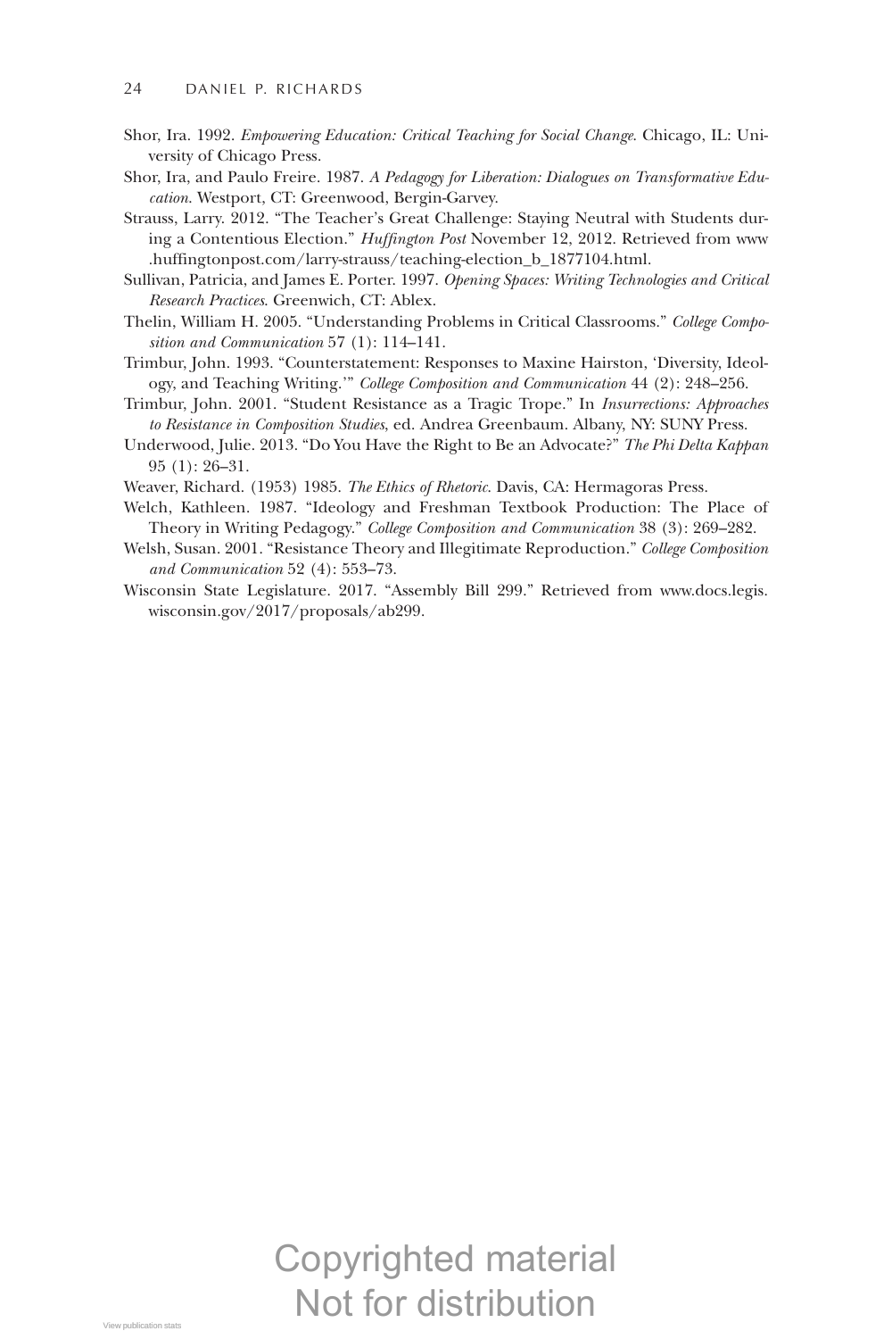Shor, Ira. 1992. *Empowering Education: Critical Teaching for Social Change*. Chicago, IL: University of Chicago Press.

Shor, Ira, and Paulo Freire. 1987. *A Pedagogy for Liberation: Dialogues on Transformative Education*. Westport, CT: Greenwood, Bergin-Garvey.

Strauss, Larry. 2012. "The Teacher's Great Challenge: Staying Neutral with Students during a Contentious Election." *Huffington Post* November 12, 2012. Retrieved from www.huffingtonpost.com/larry-strauss/teaching-election_b_1877104.html.

Sullivan, Patricia, and James E. Porter. 1997. *Opening Spaces: Writing Technologies and Critical Research Practices*. Greenwich, CT: Ablex.

Thelin, William H. 2005. "Understanding Problems in Critical Classrooms." *College Composition and Communication* 57 (1): 114–141.

Trimbur, John. 1993. "Counterstatement: Responses to Maxine Hairston, 'Diversity, Ideology, and Teaching Writing.'" *College Composition and Communication* 44 (2): 248–256.

Trimbur, John. 2001. "Student Resistance as a Tragic Trope." In *Insurrections: Approaches to Resistance in Composition Studies*, ed. Andrea Greenbaum. Albany, NY: SUNY Press.

Underwood, Julie. 2013. "Do You Have the Right to Be an Advocate?" *The Phi Delta Kappan* 95 (1): 26–31.

Weaver, Richard. (1953) 1985. *The Ethics of Rhetoric*. Davis, CA: Hermagoras Press.

Welch, Kathleen. 1987. "Ideology and Freshman Textbook Production: The Place of Theory in Writing Pedagogy." *College Composition and Communication* 38 (3): 269–282.

Welsh, Susan. 2001. "Resistance Theory and Illegitimate Reproduction." *College Composition and Communication* 52 (4): 553–73.

Wisconsin State Legislature. 2017. "Assembly Bill 299." Retrieved from www.docs.legis.wisconsin.gov/2017/proposals/ab299.